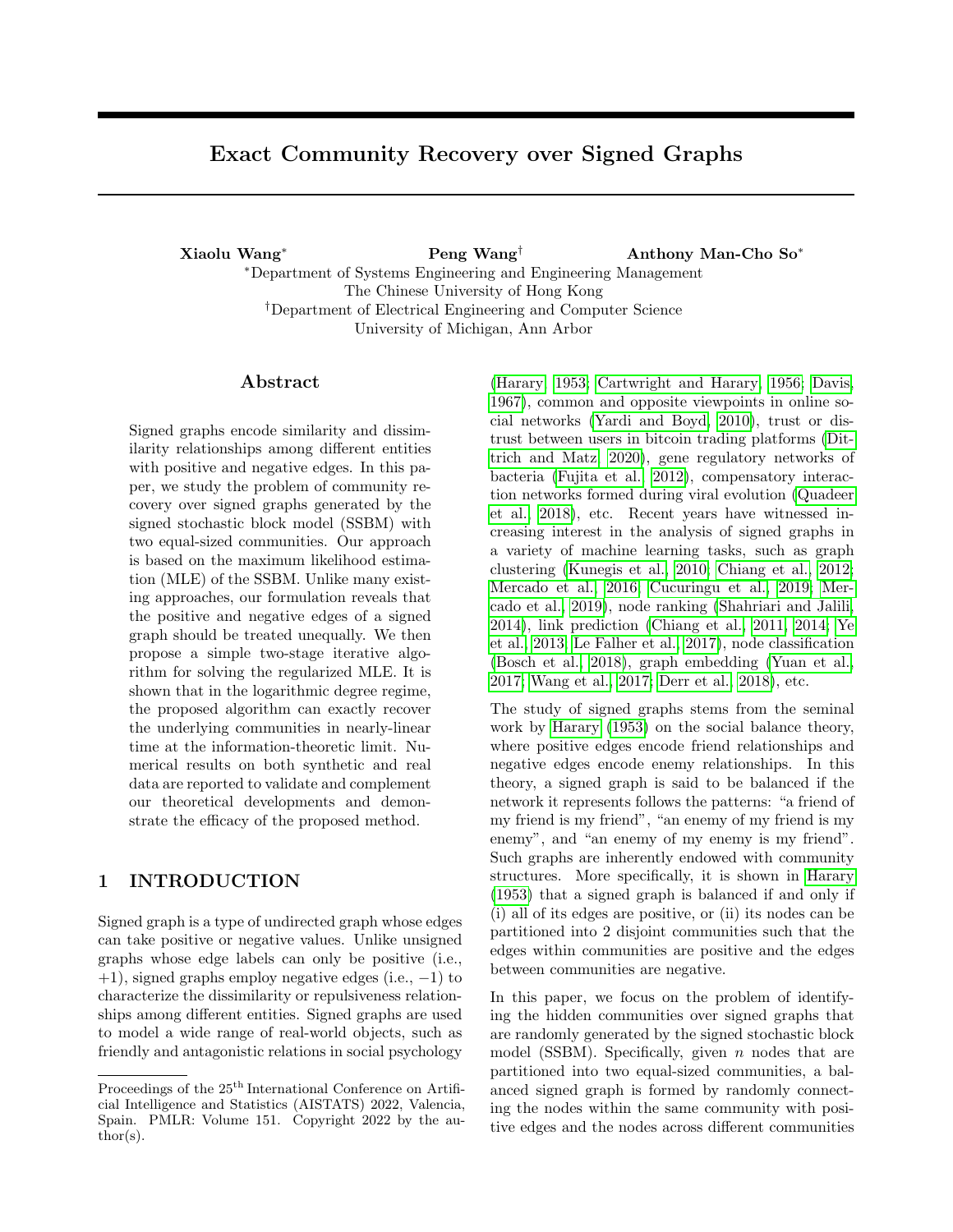# Exact Community Recovery over Signed Graphs

**Xiaolu Wang**[*] **Peng Wang**[†] **Anthony Man-Cho So**[*]

[*]Department of Systems Engineering and Engineering Management
The Chinese University of Hong Kong
[†]Department of Electrical Engineering and Computer Science
University of Michigan, Ann Arbor

## Abstract

Signed graphs encode similarity and dissimilarity relationships among different entities with positive and negative edges. In this paper, we study the problem of community recovery over signed graphs generated by the signed stochastic block model (SSBM) with two equal-sized communities. Our approach is based on the maximum likelihood estimation (MLE) of the SSBM. Unlike many existing approaches, our formulation reveals that the positive and negative edges of a signed graph should be treated unequally. We then propose a simple two-stage iterative algorithm for solving the regularized MLE. It is shown that in the logarithmic degree regime, the proposed algorithm can exactly recover the underlying communities in nearly-linear time at the information-theoretic limit. Numerical results on both synthetic and real data are reported to validate and complement our theoretical developments and demonstrate the efficacy of the proposed method.

## 1 INTRODUCTION

Signed graph is a type of undirected graph whose edges can take positive or negative values. Unlike unsigned graphs whose edge labels can only be positive (i.e., $+1$), signed graphs employ negative edges (i.e., $-1$) to characterize the dissimilarity or repulsiveness relationships among different entities. Signed graphs are used to model a wide range of real-world objects, such as friendly and antagonistic relations in social psychology (Harary, 1953; Cartwright and Harary, 1956; Davis, 1967), common and opposite viewpoints in online social networks (Yardi and Boyd, 2010), trust or distrust between users in bitcoin trading platforms (Dittrich and Matz, 2020), gene regulatory networks of bacteria (Fujita et al., 2012), compensatory interaction networks formed during viral evolution (Quadeer et al., 2018), etc. Recent years have witnessed increasing interest in the analysis of signed graphs in a variety of machine learning tasks, such as graph clustering (Kunegis et al., 2010; Chiang et al., 2012; Mercado et al., 2016; Cucuringu et al., 2019; Mercado et al., 2019), node ranking (Shahriari and Jalili, 2014), link prediction (Chiang et al., 2011, 2014; Ye et al., 2013; Le Falher et al., 2017), node classification (Bosch et al., 2018), graph embedding (Yuan et al., 2017; Wang et al., 2017; Derr et al., 2018), etc.

The study of signed graphs stems from the seminal work by Harary (1953) on the social balance theory, where positive edges encode friend relationships and negative edges encode enemy relationships. In this theory, a signed graph is said to be balanced if the network it represents follows the patterns: "a friend of my friend is my friend", "an enemy of my friend is my enemy", and "an enemy of my enemy is my friend". Such graphs are inherently endowed with community structures. More specifically, it is shown in Harary (1953) that a signed graph is balanced if and only if (i) all of its edges are positive, or (ii) its nodes can be partitioned into 2 disjoint communities such that the edges within communities are positive and the edges between communities are negative.

In this paper, we focus on the problem of identifying the hidden communities over signed graphs that are randomly generated by the signed stochastic block model (SSBM). Specifically, given $n$ nodes that are partitioned into two equal-sized communities, a balanced signed graph is formed by randomly connecting the nodes within the same community with positive edges and the nodes across different communities

---

Proceedings of the 25[th] International Conference on Artificial Intelligence and Statistics (AISTATS) 2022, Valencia, Spain. PMLR: Volume 151. Copyright 2022 by the author(s).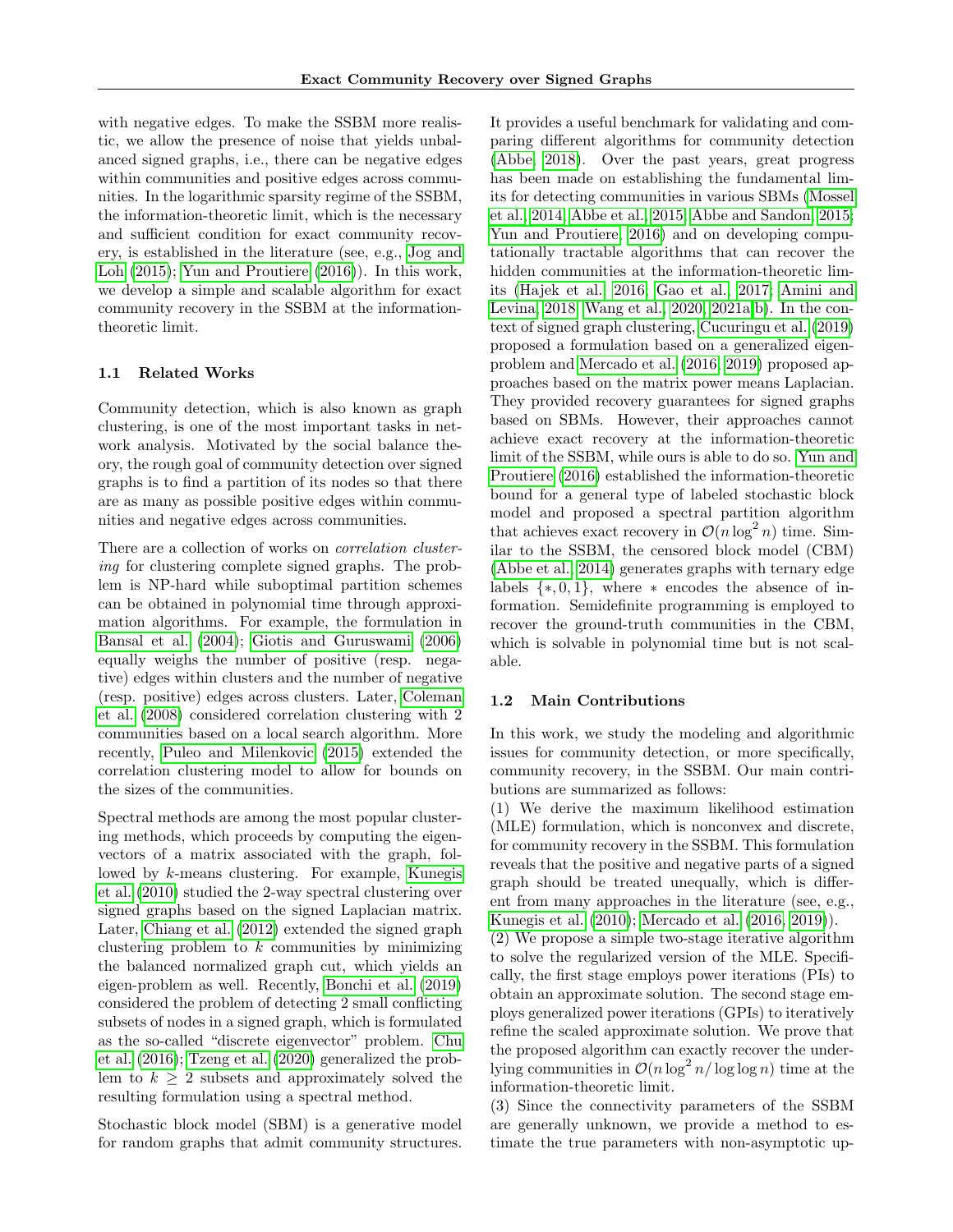with negative edges. To make the SSBM more realistic, we allow the presence of noise that yields unbalanced signed graphs, i.e., there can be negative edges within communities and positive edges across communities. In the logarithmic sparsity regime of the SSBM, the information-theoretic limit, which is the necessary and sufficient condition for exact community recovery, is established in the literature (see, e.g., Jog and Loh (2015); Yun and Proutiere (2016)). In this work, we develop a simple and scalable algorithm for exact community recovery in the SSBM at the information-theoretic limit.

### 1.1 Related Works

Community detection, which is also known as graph clustering, is one of the most important tasks in network analysis. Motivated by the social balance theory, the rough goal of community detection over signed graphs is to find a partition of its nodes so that there are as many as possible positive edges within communities and negative edges across communities.

There are a collection of works on *correlation clustering* for clustering complete signed graphs. The problem is NP-hard while suboptimal partition schemes can be obtained in polynomial time through approximation algorithms. For example, the formulation in Bansal et al. (2004); Giotis and Guruswami (2006) equally weighs the number of positive (resp. negative) edges within clusters and the number of negative (resp. positive) edges across clusters. Later, Coleman et al. (2008) considered correlation clustering with 2 communities based on a local search algorithm. More recently, Puleo and Milenkovic (2015) extended the correlation clustering model to allow for bounds on the sizes of the communities.

Spectral methods are among the most popular clustering methods, which proceeds by computing the eigenvectors of a matrix associated with the graph, followed by $k$-means clustering. For example, Kunegis et al. (2010) studied the 2-way spectral clustering over signed graphs based on the signed Laplacian matrix. Later, Chiang et al. (2012) extended the signed graph clustering problem to $k$ communities by minimizing the balanced normalized graph cut, which yields an eigen-problem as well. Recently, Bonchi et al. (2019) considered the problem of detecting 2 small conflicting subsets of nodes in a signed graph, which is formulated as the so-called "discrete eigenvector" problem. Chu et al. (2016); Tzeng et al. (2020) generalized the problem to $k \geq 2$ subsets and approximately solved the resulting formulation using a spectral method.

Stochastic block model (SBM) is a generative model for random graphs that admit community structures. It provides a useful benchmark for validating and comparing different algorithms for community detection (Abbe, 2018). Over the past years, great progress has been made on establishing the fundamental limits for detecting communities in various SBMs (Mossel et al., 2014; Abbe et al., 2015; Abbe and Sandon, 2015; Yun and Proutiere, 2016) and on developing computationally tractable algorithms that can recover the hidden communities at the information-theoretic limits (Hajek et al., 2016; Gao et al., 2017; Amini and Levina, 2018; Wang et al., 2020, 2021a,b). In the context of signed graph clustering, Cucuringu et al. (2019) proposed a formulation based on a generalized eigenproblem and Mercado et al. (2016, 2019) proposed approaches based on the matrix power means Laplacian. They provided recovery guarantees for signed graphs based on SBMs. However, their approaches cannot achieve exact recovery at the information-theoretic limit of the SSBM, while ours is able to do so. Yun and Proutiere (2016) established the information-theoretic bound for a general type of labeled stochastic block model and proposed a spectral partition algorithm that achieves exact recovery in $\mathcal{O}(n \log^2 n)$ time. Similar to the SSBM, the censored block model (CBM) (Abbe et al., 2014) generates graphs with ternary edge labels $\{*, 0, 1\}$, where $*$ encodes the absence of information. Semidefinite programming is employed to recover the ground-truth communities in the CBM, which is solvable in polynomial time but is not scalable.

### 1.2 Main Contributions

In this work, we study the modeling and algorithmic issues for community detection, or more specifically, community recovery, in the SSBM. Our main contributions are summarized as follows:

(1) We derive the maximum likelihood estimation (MLE) formulation, which is nonconvex and discrete, for community recovery in the SSBM. This formulation reveals that the positive and negative parts of a signed graph should be treated unequally, which is different from many approaches in the literature (see, e.g., Kunegis et al. (2010); Mercado et al. (2016, 2019)).

(2) We propose a simple two-stage iterative algorithm to solve the regularized version of the MLE. Specifically, the first stage employs power iterations (PIs) to obtain an approximate solution. The second stage employs generalized power iterations (GPIs) to iteratively refine the scaled approximate solution. We prove that the proposed algorithm can exactly recover the underlying communities in $\mathcal{O}(n \log^2 n / \log \log n)$ time at the information-theoretic limit.

(3) Since the connectivity parameters of the SSBM are generally unknown, we provide a method to estimate the true parameters with non-asymptotic up-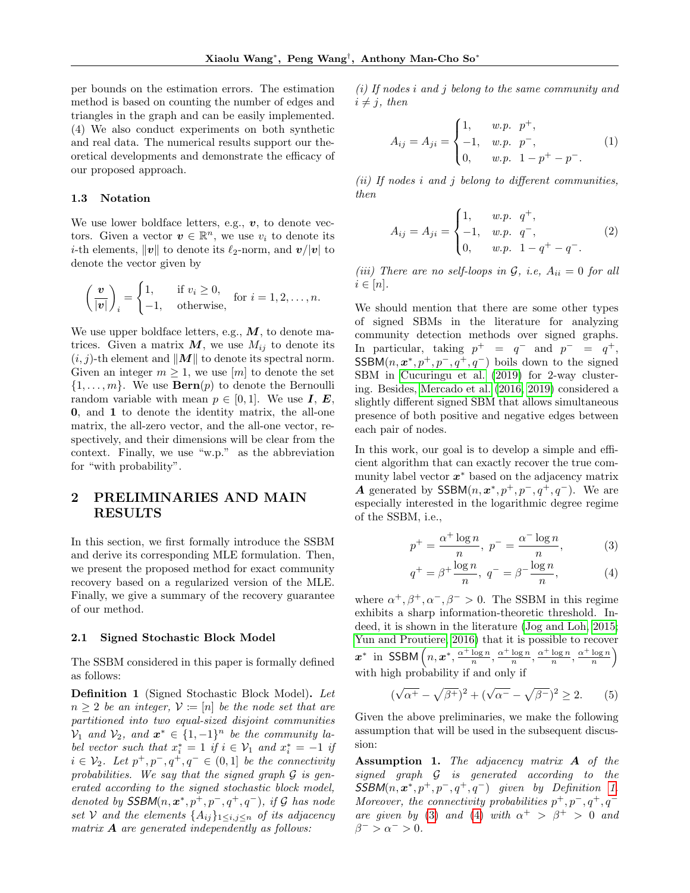per bounds on the estimation errors. The estimation method is based on counting the number of edges and triangles in the graph and can be easily implemented. (4) We also conduct experiments on both synthetic and real data. The numerical results support our theoretical developments and demonstrate the efficacy of our proposed approach.

### 1.3 Notation

We use lower boldface letters, e.g., $\boldsymbol{v}$, to denote vectors. Given a vector $\boldsymbol{v} \in \mathbb{R}^n$, we use $v_i$ to denote its $i$-th elements, $\|\boldsymbol{v}\|$ to denote its $\ell_2$-norm, and $\boldsymbol{v}/|\boldsymbol{v}|$ to denote the vector given by

$$\left(\frac{\boldsymbol{v}}{|\boldsymbol{v}|}\right)_i = \begin{cases} 1, & \text{if } v_i \geq 0, \\ -1, & \text{otherwise,} \end{cases} \quad \text{for } i = 1, 2, \ldots, n.$$

We use upper boldface letters, e.g., $\boldsymbol{M}$, to denote matrices. Given a matrix $\boldsymbol{M}$, we use $M_{ij}$ to denote its $(i, j)$-th element and $\|\boldsymbol{M}\|$ to denote its spectral norm. Given an integer $m \geq 1$, we use $[m]$ to denote the set $\{1, \ldots, m\}$. We use $\mathbf{Bern}(p)$ to denote the Bernoulli random variable with mean $p \in [0, 1]$. We use $\boldsymbol{I}$, $\boldsymbol{E}$, $\mathbf{0}$, and $\mathbf{1}$ to denote the identity matrix, the all-one matrix, the all-zero vector, and the all-one vector, respectively, and their dimensions will be clear from the context. Finally, we use "w.p." as the abbreviation for "with probability".

## 2 PRELIMINARIES AND MAIN RESULTS

In this section, we first formally introduce the SSBM and derive its corresponding MLE formulation. Then, we present the proposed method for exact community recovery based on a regularized version of the MLE. Finally, we give a summary of the recovery guarantee of our method.

### 2.1 Signed Stochastic Block Model

The SSBM considered in this paper is formally defined as follows:

**Definition 1** (Signed Stochastic Block Model)**.** *Let $n \geq 2$ be an integer, $\mathcal{V} := [n]$ be the node set that are partitioned into two equal-sized disjoint communities $\mathcal{V}_1$ and $\mathcal{V}_2$, and $\boldsymbol{x}^* \in \{1, -1\}^n$ be the community label vector such that $x_i^* = 1$ if $i \in \mathcal{V}_1$ and $x_i^* = -1$ if $i \in \mathcal{V}_2$. Let $p^+, p^-, q^+, q^- \in (0, 1]$ be the connectivity probabilities. We say that the signed graph $\mathcal{G}$ is generated according to the signed stochastic block model, denoted by $\mathsf{SSBM}(n, \boldsymbol{x}^*, p^+, p^-, q^+, q^-)$, if $\mathcal{G}$ has node set $\mathcal{V}$ and the elements $\{A_{ij}\}_{1 \leq i,j \leq n}$ of its adjacency matrix $\boldsymbol{A}$ are generated independently as follows:*

*(i) If nodes $i$ and $j$ belong to the same community and $i \neq j$, then*

$$A_{ij} = A_{ji} = \begin{cases} 1, & w.p. \;\; p^+, \\ -1, & w.p. \;\; p^-, \\ 0, & w.p. \;\; 1 - p^+ - p^-. \end{cases} \tag{1}$$

*(ii) If nodes $i$ and $j$ belong to different communities, then*

$$A_{ij} = A_{ji} = \begin{cases} 1, & w.p. \;\; q^+, \\ -1, & w.p. \;\; q^-, \\ 0, & w.p. \;\; 1 - q^+ - q^-. \end{cases} \tag{2}$$

*(iii) There are no self-loops in $\mathcal{G}$, i.e, $A_{ii} = 0$ for all $i \in [n]$.*

We should mention that there are some other types of signed SBMs in the literature for analyzing community detection methods over signed graphs. In particular, taking $p^+ = q^-$ and $p^- = q^+$, $\mathsf{SSBM}(n, \boldsymbol{x}^*, p^+, p^-, q^+, q^-)$ boils down to the signed SBM in Cucuringu et al. (2019) for 2-way clustering. Besides, Mercado et al. (2016, 2019) considered a slightly different signed SBM that allows simultaneous presence of both positive and negative edges between each pair of nodes.

In this work, our goal is to develop a simple and efficient algorithm that can exactly recover the true community label vector $\boldsymbol{x}^*$ based on the adjacency matrix $\boldsymbol{A}$ generated by $\mathsf{SSBM}(n, \boldsymbol{x}^*, p^+, p^-, q^+, q^-)$. We are especially interested in the logarithmic degree regime of the SSBM, i.e.,

$$p^+ = \frac{\alpha^+ \log n}{n}, \; p^- = \frac{\alpha^- \log n}{n}, \tag{3}$$

$$q^+ = \beta^+ \frac{\log n}{n}, \; q^- = \beta^- \frac{\log n}{n}, \tag{4}$$

where $\alpha^+, \beta^+, \alpha^-, \beta^- > 0$. The SSBM in this regime exhibits a sharp information-theoretic threshold. Indeed, it is shown in the literature (Jog and Loh, 2015; Yun and Proutiere, 2016) that it is possible to recover $\boldsymbol{x}^*$ in $\mathsf{SSBM}\left(n, \boldsymbol{x}^*, \frac{\alpha^+ \log n}{n}, \frac{\alpha^+ \log n}{n}, \frac{\alpha^+ \log n}{n}, \frac{\alpha^+ \log n}{n}\right)$ with high probability if and only if

$$(\sqrt{\alpha^+} - \sqrt{\beta^+})^2 + (\sqrt{\alpha^-} - \sqrt{\beta^-})^2 \geq 2. \tag{5}$$

Given the above preliminaries, we make the following assumption that will be used in the subsequent discussion:

**Assumption 1.** *The adjacency matrix $\boldsymbol{A}$ of the signed graph $\mathcal{G}$ is generated according to the $\mathsf{SSBM}(n, \boldsymbol{x}^*, p^+, p^-, q^+, q^-)$ given by Definition 1. Moreover, the connectivity probabilities $p^+, p^-, q^+, q^-$ are given by (3) and (4) with $\alpha^+ > \beta^+ > 0$ and $\beta^- > \alpha^- > 0$.*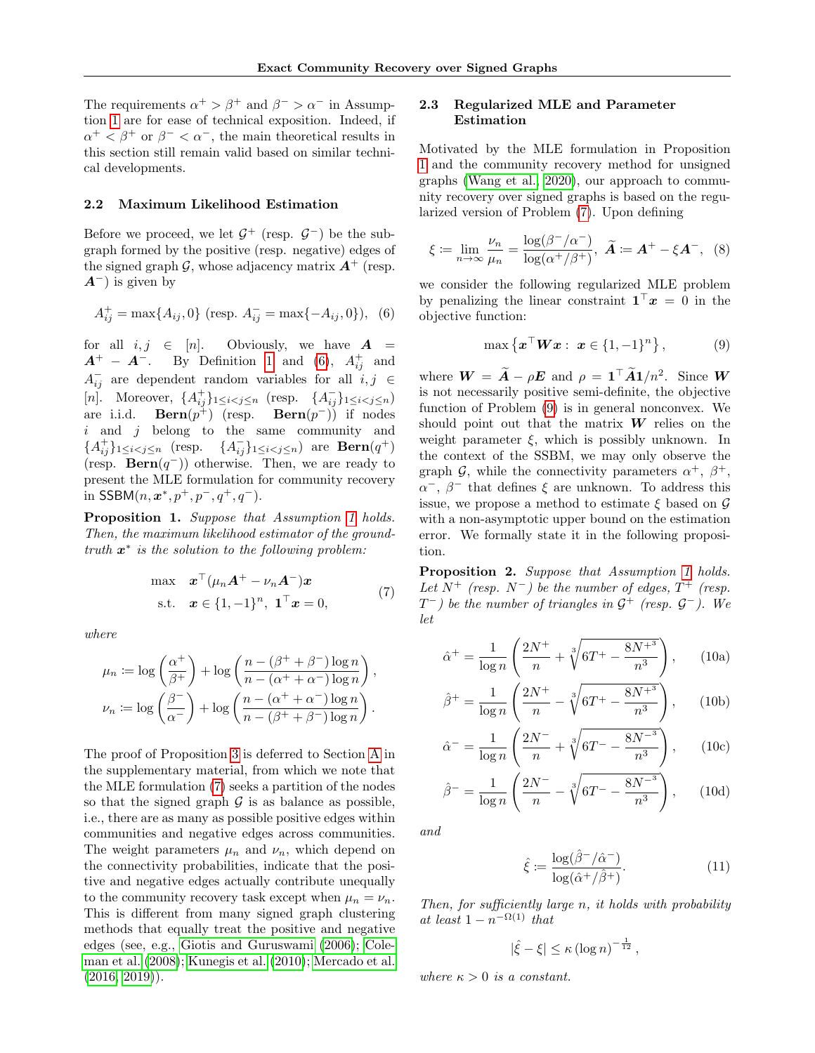The requirements $\alpha^+ > \beta^+$ and $\beta^- > \alpha^-$ in Assumption 1 are for ease of technical exposition. Indeed, if $\alpha^+ < \beta^+$ or $\beta^- < \alpha^-$, the main theoretical results in this section still remain valid based on similar technical developments.

### 2.2 Maximum Likelihood Estimation

Before we proceed, we let $\mathcal{G}^+$ (resp. $\mathcal{G}^-$) be the subgraph formed by the positive (resp. negative) edges of the signed graph $\mathcal{G}$, whose adjacency matrix $\boldsymbol{A}^+$ (resp. $\boldsymbol{A}^-$) is given by

$$A_{ij}^+ = \max\{A_{ij}, 0\} \text{ (resp. } A_{ij}^- = \max\{-A_{ij}, 0\}), \quad (6)$$

for all $i, j \in [n]$. Obviously, we have $\boldsymbol{A} = \boldsymbol{A}^+ - \boldsymbol{A}^-$. By Definition 1 and (6), $A_{ij}^+$ and $A_{ij}^-$ are dependent random variables for all $i, j \in [n]$. Moreover, $\{A_{ij}^+\}_{1 \le i < j \le n}$ (resp. $\{A_{ij}^-\}_{1 \le i < j \le n}$) are i.i.d. $\textbf{Bern}(p^+)$ (resp. $\textbf{Bern}(p^-)$) if nodes $i$ and $j$ belong to the same community and $\{A_{ij}^+\}_{1 \le i < j \le n}$ (resp. $\{A_{ij}^-\}_{1 \le i < j \le n}$) are $\textbf{Bern}(q^+)$ (resp. $\textbf{Bern}(q^-)$) otherwise. Then, we are ready to present the MLE formulation for community recovery in $\mathsf{SSBM}(n, \boldsymbol{x}^*, p^+, p^-, q^+, q^-)$.

**Proposition 1.** *Suppose that Assumption 1 holds. Then, the maximum likelihood estimator of the ground-truth $\boldsymbol{x}^*$ is the solution to the following problem:*

$$\begin{aligned} \max \quad & \boldsymbol{x}^\top (\mu_n \boldsymbol{A}^+ - \nu_n \boldsymbol{A}^-) \boldsymbol{x} \\ \text{s.t.} \quad & \boldsymbol{x} \in \{1, -1\}^n, \ \boldsymbol{1}^\top \boldsymbol{x} = 0, \end{aligned} \quad (7)$$

*where*

$$\mu_n := \log\left(\frac{\alpha^+}{\beta^+}\right) + \log\left(\frac{n - (\beta^+ + \beta^-)\log n}{n - (\alpha^+ + \alpha^-)\log n}\right),$$

$$\nu_n := \log\left(\frac{\beta^-}{\alpha^-}\right) + \log\left(\frac{n - (\alpha^+ + \alpha^-)\log n}{n - (\beta^+ + \beta^-)\log n}\right).$$

The proof of Proposition 3 is deferred to Section A in the supplementary material, from which we note that the MLE formulation (7) seeks a partition of the nodes so that the signed graph $\mathcal{G}$ is as balance as possible, i.e., there are as many as possible positive edges within communities and negative edges across communities. The weight parameters $\mu_n$ and $\nu_n$, which depend on the connectivity probabilities, indicate that the positive and negative edges actually contribute unequally to the community recovery task except when $\mu_n = \nu_n$. This is different from many signed graph clustering methods that equally treat the positive and negative edges (see, e.g., Giotis and Guruswami (2006); Coleman et al. (2008); Kunegis et al. (2010); Mercado et al. (2016, 2019)).

### 2.3 Regularized MLE and Parameter Estimation

Motivated by the MLE formulation in Proposition 1 and the community recovery method for unsigned graphs (Wang et al., 2020), our approach to community recovery over signed graphs is based on the regularized version of Problem (7). Upon defining

$$\xi := \lim_{n \to \infty} \frac{\nu_n}{\mu_n} = \frac{\log(\beta^-/\alpha^-)}{\log(\alpha^+/\beta^+)}, \ \widetilde{\boldsymbol{A}} := \boldsymbol{A}^+ - \xi \boldsymbol{A}^-, \quad (8)$$

we consider the following regularized MLE problem by penalizing the linear constraint $\boldsymbol{1}^\top \boldsymbol{x} = 0$ in the objective function:

$$\max \left\{ \boldsymbol{x}^\top \boldsymbol{W} \boldsymbol{x} : \ \boldsymbol{x} \in \{1, -1\}^n \right\}, \quad (9)$$

where $\boldsymbol{W} = \widetilde{\boldsymbol{A}} - \rho \boldsymbol{E}$ and $\rho = \boldsymbol{1}^\top \widetilde{\boldsymbol{A}} \boldsymbol{1} / n^2$. Since $\boldsymbol{W}$ is not necessarily positive semi-definite, the objective function of Problem (9) is in general nonconvex. We should point out that the matrix $\boldsymbol{W}$ relies on the weight parameter $\xi$, which is possibly unknown. In the context of the SSBM, we may only observe the graph $\mathcal{G}$, while the connectivity parameters $\alpha^+$, $\beta^+$, $\alpha^-$, $\beta^-$ that defines $\xi$ are unknown. To address this issue, we propose a method to estimate $\xi$ based on $\mathcal{G}$ with a non-asymptotic upper bound on the estimation error. We formally state it in the following proposition.

**Proposition 2.** *Suppose that Assumption 1 holds. Let $N^+$ (resp. $N^-$) be the number of edges, $T^+$ (resp. $T^-$) be the number of triangles in $\mathcal{G}^+$ (resp. $\mathcal{G}^-$). We let*

$$\hat{\alpha}^+ = \frac{1}{\log n}\left(\frac{2N^+}{n} + \sqrt[3]{6T^+ - \frac{8{N^+}^3}{n^3}}\right), \quad (10a)$$

$$\hat{\beta}^+ = \frac{1}{\log n}\left(\frac{2N^+}{n} - \sqrt[3]{6T^+ - \frac{8{N^+}^3}{n^3}}\right), \quad (10b)$$

$$\hat{\alpha}^- = \frac{1}{\log n}\left(\frac{2N^-}{n} + \sqrt[3]{6T^- - \frac{8{N^-}^3}{n^3}}\right), \quad (10c)$$

$$\hat{\beta}^- = \frac{1}{\log n}\left(\frac{2N^-}{n} - \sqrt[3]{6T^- - \frac{8{N^-}^3}{n^3}}\right), \quad (10d)$$

*and*

$$\hat{\xi} := \frac{\log(\hat{\beta}^-/\hat{\alpha}^-)}{\log(\hat{\alpha}^+/\hat{\beta}^+)}. \quad (11)$$

*Then, for sufficiently large $n$, it holds with probability at least $1 - n^{-\Omega(1)}$ that*

$$|\hat{\xi} - \xi| \le \kappa (\log n)^{-\frac{1}{12}},$$

*where $\kappa > 0$ is a constant.*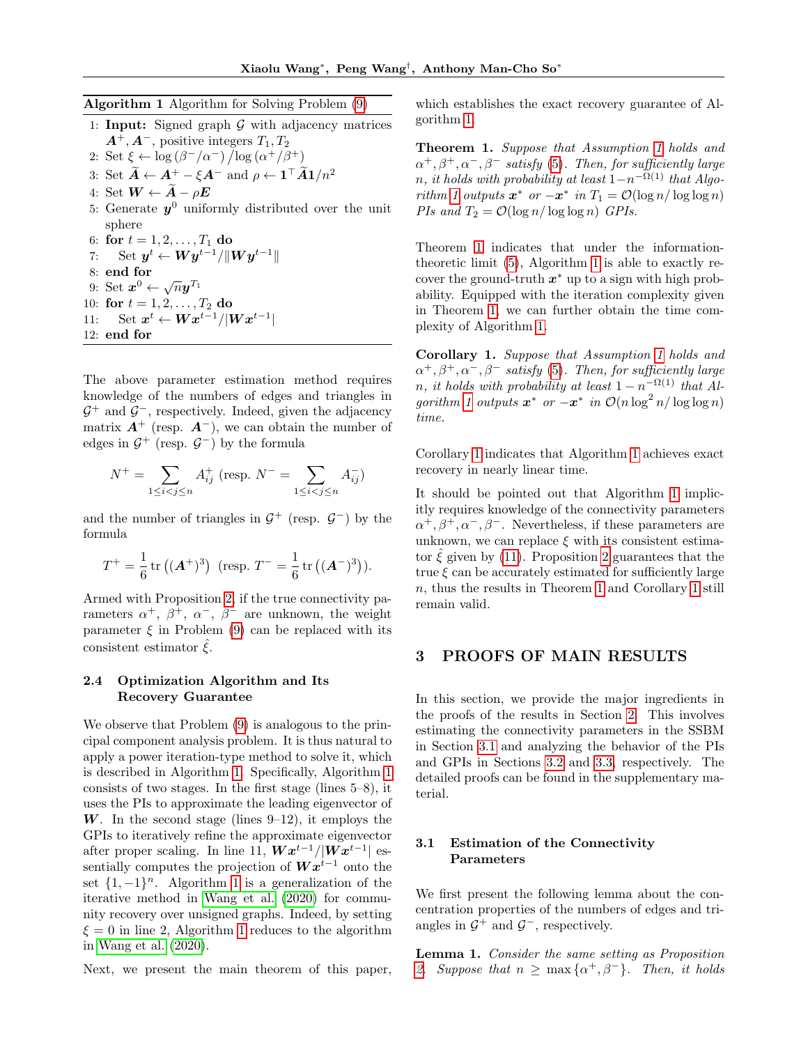**Algorithm 1** Algorithm for Solving Problem (9)

1: **Input:** Signed graph $\mathcal{G}$ with adjacency matrices $\boldsymbol{A}^+, \boldsymbol{A}^-$, positive integers $T_1, T_2$
2: Set $\xi \leftarrow \log(\beta^-/\alpha^-)/\log(\alpha^+/\beta^+)$
3: Set $\widetilde{\boldsymbol{A}} \leftarrow \boldsymbol{A}^+ - \xi \boldsymbol{A}^-$ and $\rho \leftarrow \boldsymbol{1}^\top \widetilde{\boldsymbol{A}} \boldsymbol{1}/n^2$
4: Set $\boldsymbol{W} \leftarrow \widetilde{\boldsymbol{A}} - \rho \boldsymbol{E}$
5: Generate $\boldsymbol{y}^0$ uniformly distributed over the unit sphere
6: **for** $t = 1, 2, \ldots, T_1$ **do**
7: Set $\boldsymbol{y}^t \leftarrow \boldsymbol{W}\boldsymbol{y}^{t-1}/\|\boldsymbol{W}\boldsymbol{y}^{t-1}\|$
8: **end for**
9: Set $\boldsymbol{x}^0 \leftarrow \sqrt{n}\boldsymbol{y}^{T_1}$
10: **for** $t = 1, 2, \ldots, T_2$ **do**
11: Set $\boldsymbol{x}^t \leftarrow \boldsymbol{W}\boldsymbol{x}^{t-1}/|\boldsymbol{W}\boldsymbol{x}^{t-1}|$
12: **end for**

The above parameter estimation method requires knowledge of the numbers of edges and triangles in $\mathcal{G}^+$ and $\mathcal{G}^-$, respectively. Indeed, given the adjacency matrix $\boldsymbol{A}^+$ (resp. $\boldsymbol{A}^-$), we can obtain the number of edges in $\mathcal{G}^+$ (resp. $\mathcal{G}^-$) by the formula

$$N^+ = \sum_{1 \le i < j \le n} A^+_{ij} \text{ (resp. } N^- = \sum_{1 \le i < j \le n} A^-_{ij})$$

and the number of triangles in $\mathcal{G}^+$ (resp. $\mathcal{G}^-$) by the formula

$$T^+ = \frac{1}{6}\operatorname{tr}\left((\boldsymbol{A}^+)^3\right) \text{ (resp. } T^- = \frac{1}{6}\operatorname{tr}\left((\boldsymbol{A}^-)^3\right)).$$

Armed with Proposition 2, if the true connectivity parameters $\alpha^+$, $\beta^+$, $\alpha^-$, $\beta^-$ are unknown, the weight parameter $\xi$ in Problem (9) can be replaced with its consistent estimator $\hat{\xi}$.

### 2.4 Optimization Algorithm and Its Recovery Guarantee

We observe that Problem (9) is analogous to the principal component analysis problem. It is thus natural to apply a power iteration-type method to solve it, which is described in Algorithm 1. Specifically, Algorithm 1 consists of two stages. In the first stage (lines 5–8), it uses the PIs to approximate the leading eigenvector of $\boldsymbol{W}$. In the second stage (lines 9–12), it employs the GPIs to iteratively refine the approximate eigenvector after proper scaling. In line 11, $\boldsymbol{W}\boldsymbol{x}^{t-1}/|\boldsymbol{W}\boldsymbol{x}^{t-1}|$ essentially computes the projection of $\boldsymbol{W}\boldsymbol{x}^{t-1}$ onto the set $\{1, -1\}^n$. Algorithm 1 is a generalization of the iterative method in Wang et al. (2020) for community recovery over unsigned graphs. Indeed, by setting $\xi = 0$ in line 2, Algorithm 1 reduces to the algorithm in Wang et al. (2020).

Next, we present the main theorem of this paper, which establishes the exact recovery guarantee of Algorithm 1.

**Theorem 1.** *Suppose that Assumption 1 holds and $\alpha^+, \beta^+, \alpha^-, \beta^-$ satisfy (5). Then, for sufficiently large $n$, it holds with probability at least $1 - n^{-\Omega(1)}$ that Algorithm 1 outputs $\boldsymbol{x}^*$ or $-\boldsymbol{x}^*$ in $T_1 = \mathcal{O}(\log n/\log\log n)$ PIs and $T_2 = \mathcal{O}(\log n/\log\log n)$ GPIs.*

Theorem 1 indicates that under the information-theoretic limit (5), Algorithm 1 is able to exactly recover the ground-truth $\boldsymbol{x}^*$ up to a sign with high probability. Equipped with the iteration complexity given in Theorem 1, we can further obtain the time complexity of Algorithm 1.

**Corollary 1.** *Suppose that Assumption 1 holds and $\alpha^+, \beta^+, \alpha^-, \beta^-$ satisfy (5). Then, for sufficiently large $n$, it holds with probability at least $1 - n^{-\Omega(1)}$ that Algorithm 1 outputs $\boldsymbol{x}^*$ or $-\boldsymbol{x}^*$ in $\mathcal{O}(n\log^2 n/\log\log n)$ time.*

Corollary 1 indicates that Algorithm 1 achieves exact recovery in nearly linear time.

It should be pointed out that Algorithm 1 implicitly requires knowledge of the connectivity parameters $\alpha^+, \beta^+, \alpha^-, \beta^-$. Nevertheless, if these parameters are unknown, we can replace $\xi$ with its consistent estimator $\hat{\xi}$ given by (11). Proposition 2 guarantees that the true $\xi$ can be accurately estimated for sufficiently large $n$, thus the results in Theorem 1 and Corollary 1 still remain valid.

## 3 PROOFS OF MAIN RESULTS

In this section, we provide the major ingredients in the proofs of the results in Section 2. This involves estimating the connectivity parameters in the SSBM in Section 3.1 and analyzing the behavior of the PIs and GPIs in Sections 3.2 and 3.3, respectively. The detailed proofs can be found in the supplementary material.

### 3.1 Estimation of the Connectivity Parameters

We first present the following lemma about the concentration properties of the numbers of edges and triangles in $\mathcal{G}^+$ and $\mathcal{G}^-$, respectively.

**Lemma 1.** *Consider the same setting as Proposition 2. Suppose that $n \ge \max\{\alpha^+, \beta^-\}$. Then, it holds*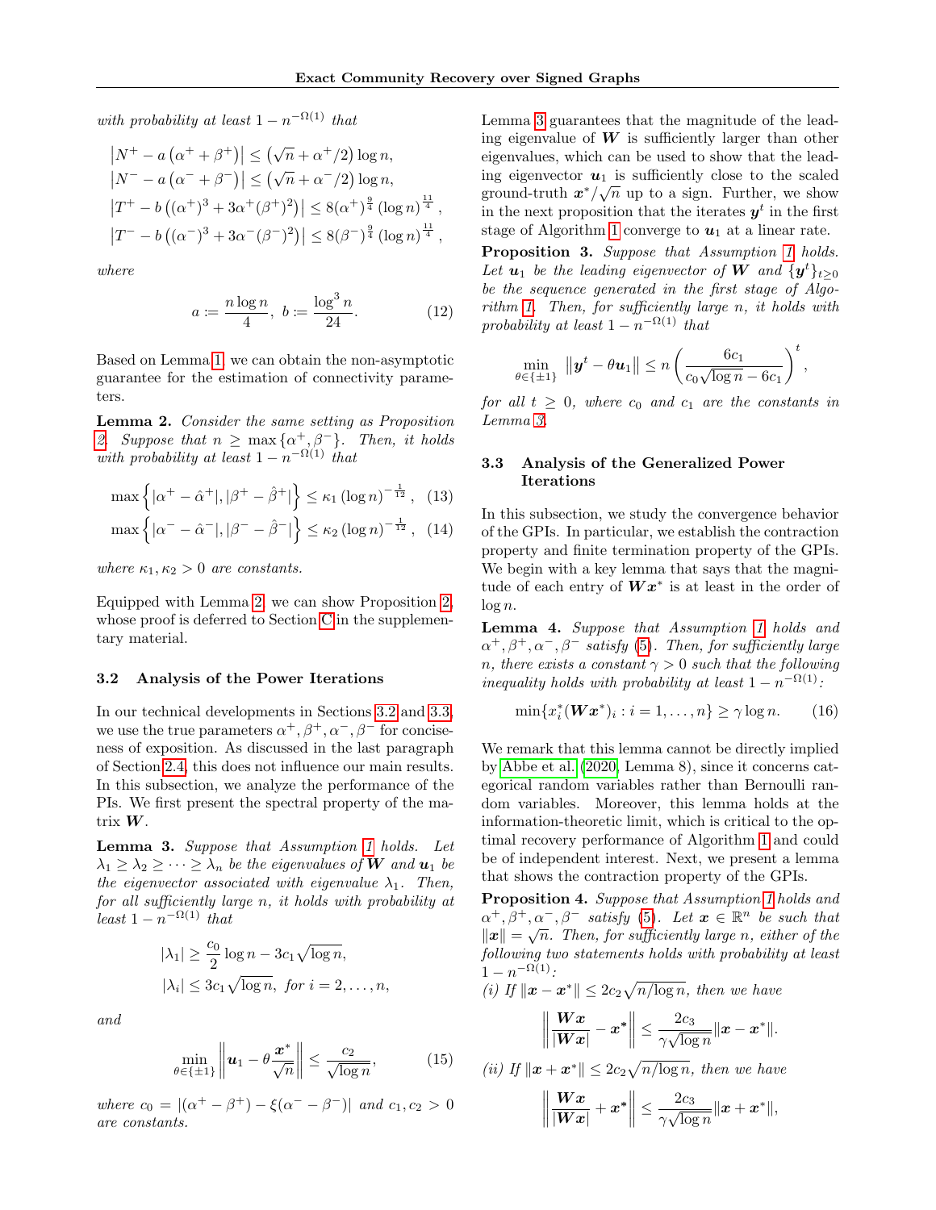*with probability at least $1 - n^{-\Omega(1)}$ that*

$$\left|N^+ - a\left(\alpha^+ + \beta^+\right)\right| \le \left(\sqrt{n} + \alpha^+/2\right)\log n,$$
$$\left|N^- - a\left(\alpha^- + \beta^-\right)\right| \le \left(\sqrt{n} + \alpha^-/2\right)\log n,$$
$$\left|T^+ - b\left((\alpha^+)^3 + 3\alpha^+(\beta^+)^2\right)\right| \le 8(\alpha^+)^{\frac{9}{4}}\left(\log n\right)^{\frac{11}{4}},$$
$$\left|T^- - b\left((\alpha^-)^3 + 3\alpha^-(\beta^-)^2\right)\right| \le 8(\beta^-)^{\frac{9}{4}}\left(\log n\right)^{\frac{11}{4}},$$

*where*

$$a := \frac{n\log n}{4},\ b := \frac{\log^3 n}{24}. \tag{12}$$

Based on Lemma 1, we can obtain the non-asymptotic guarantee for the estimation of connectivity parameters.

**Lemma 2.** *Consider the same setting as Proposition 2. Suppose that $n \ge \max\{\alpha^+, \beta^-\}$. Then, it holds with probability at least $1 - n^{-\Omega(1)}$ that*

$$\max\left\{|\alpha^+ - \hat{\alpha}^+|, |\beta^+ - \hat{\beta}^+|\right\} \le \kappa_1\left(\log n\right)^{-\frac{1}{12}}, \tag{13}$$
$$\max\left\{|\alpha^- - \hat{\alpha}^-|, |\beta^- - \hat{\beta}^-|\right\} \le \kappa_2\left(\log n\right)^{-\frac{1}{12}}, \tag{14}$$

*where $\kappa_1, \kappa_2 > 0$ are constants.*

Equipped with Lemma 2, we can show Proposition 2, whose proof is deferred to Section C in the supplementary material.

### 3.2 Analysis of the Power Iterations

In our technical developments in Sections 3.2 and 3.3, we use the true parameters $\alpha^+, \beta^+, \alpha^-, \beta^-$ for conciseness of exposition. As discussed in the last paragraph of Section 2.4, this does not influence our main results. In this subsection, we analyze the performance of the PIs. We first present the spectral property of the matrix $\boldsymbol{W}$.

**Lemma 3.** *Suppose that Assumption 1 holds. Let $\lambda_1 \ge \lambda_2 \ge \cdots \ge \lambda_n$ be the eigenvalues of $\boldsymbol{W}$ and $\boldsymbol{u}_1$ be the eigenvector associated with eigenvalue $\lambda_1$. Then, for all sufficiently large $n$, it holds with probability at least $1 - n^{-\Omega(1)}$ that*

$$|\lambda_1| \ge \frac{c_0}{2}\log n - 3c_1\sqrt{\log n},$$
$$|\lambda_i| \le 3c_1\sqrt{\log n},\ \text{for } i = 2, \ldots, n,$$

*and*

$$\min_{\theta\in\{\pm 1\}}\left\|\boldsymbol{u}_1 - \theta\frac{\boldsymbol{x}^*}{\sqrt{n}}\right\| \le \frac{c_2}{\sqrt{\log n}}, \tag{15}$$

*where $c_0 = |(\alpha^+ - \beta^+) - \xi(\alpha^- - \beta^-)|$ and $c_1, c_2 > 0$ are constants.*

Lemma 3 guarantees that the magnitude of the leading eigenvalue of $\boldsymbol{W}$ is sufficiently larger than other eigenvalues, which can be used to show that the leading eigenvector $\boldsymbol{u}_1$ is sufficiently close to the scaled ground-truth $\boldsymbol{x}^*/\sqrt{n}$ up to a sign. Further, we show in the next proposition that the iterates $\boldsymbol{y}^t$ in the first stage of Algorithm 1 converge to $\boldsymbol{u}_1$ at a linear rate.

**Proposition 3.** *Suppose that Assumption 1 holds. Let $\boldsymbol{u}_1$ be the leading eigenvector of $\boldsymbol{W}$ and $\{\boldsymbol{y}^t\}_{t\ge 0}$ be the sequence generated in the first stage of Algorithm 1. Then, for sufficiently large $n$, it holds with probability at least $1 - n^{-\Omega(1)}$ that*

$$\min_{\theta\in\{\pm 1\}}\left\|\boldsymbol{y}^t - \theta\boldsymbol{u}_1\right\| \le n\left(\frac{6c_1}{c_0\sqrt{\log n} - 6c_1}\right)^t,$$

*for all $t \ge 0$, where $c_0$ and $c_1$ are the constants in Lemma 3.*

### 3.3 Analysis of the Generalized Power Iterations

In this subsection, we study the convergence behavior of the GPIs. In particular, we establish the contraction property and finite termination property of the GPIs. We begin with a key lemma that says that the magnitude of each entry of $\boldsymbol{W}\boldsymbol{x}^*$ is at least in the order of $\log n$.

**Lemma 4.** *Suppose that Assumption 1 holds and $\alpha^+, \beta^+, \alpha^-, \beta^-$ satisfy (5). Then, for sufficiently large $n$, there exists a constant $\gamma > 0$ such that the following inequality holds with probability at least $1 - n^{-\Omega(1)}$:*

$$\min\{x_i^*(\boldsymbol{W}\boldsymbol{x}^*)_i : i = 1, \ldots, n\} \ge \gamma\log n. \tag{16}$$

We remark that this lemma cannot be directly implied by Abbe et al. (2020, Lemma 8), since it concerns categorical random variables rather than Bernoulli random variables. Moreover, this lemma holds at the information-theoretic limit, which is critical to the optimal recovery performance of Algorithm 1 and could be of independent interest. Next, we present a lemma that shows the contraction property of the GPIs.

**Proposition 4.** *Suppose that Assumption 1 holds and $\alpha^+, \beta^+, \alpha^-, \beta^-$ satisfy (5). Let $\boldsymbol{x} \in \mathbb{R}^n$ be such that $\|\boldsymbol{x}\| = \sqrt{n}$. Then, for sufficiently large $n$, either of the following two statements holds with probability at least $1 - n^{-\Omega(1)}$:*

*(i) If $\|\boldsymbol{x} - \boldsymbol{x}^*\| \le 2c_2\sqrt{n/\log n}$, then we have*

$$\left\|\frac{\boldsymbol{W}\boldsymbol{x}}{|\boldsymbol{W}\boldsymbol{x}|} - \boldsymbol{x}^*\right\| \le \frac{2c_3}{\gamma\sqrt{\log n}}\|\boldsymbol{x} - \boldsymbol{x}^*\|.$$

*(ii) If $\|\boldsymbol{x} + \boldsymbol{x}^*\| \le 2c_2\sqrt{n/\log n}$, then we have*

$$\left\|\frac{\boldsymbol{W}\boldsymbol{x}}{|\boldsymbol{W}\boldsymbol{x}|} + \boldsymbol{x}^*\right\| \le \frac{2c_3}{\gamma\sqrt{\log n}}\|\boldsymbol{x} + \boldsymbol{x}^*\|,$$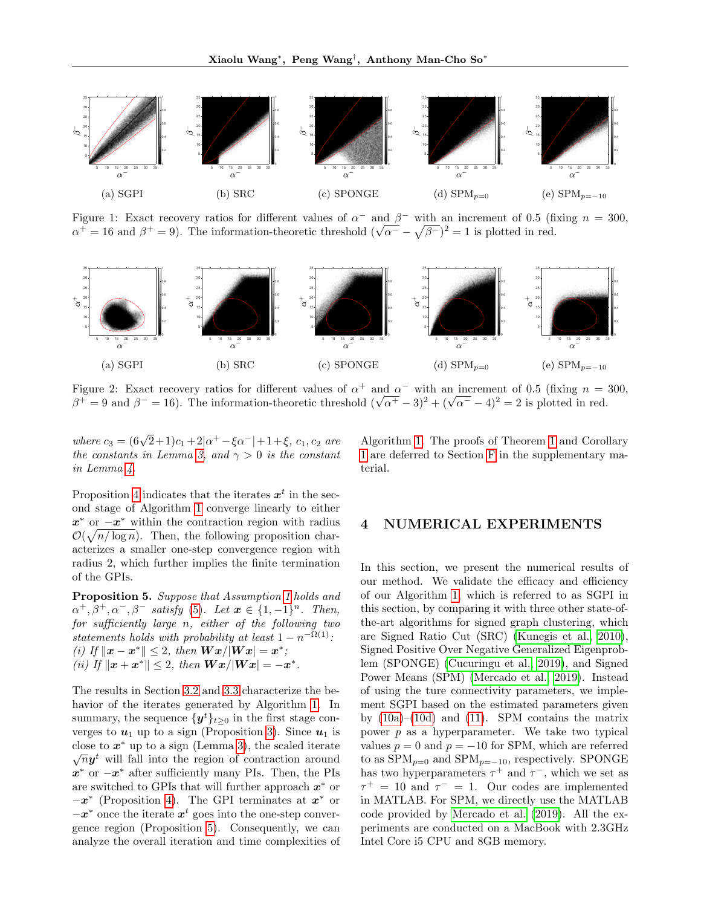(a) SGPI

(b) SRC

(c) SPONGE

(d) $\text{SPM}_{p=0}$

(e) $\text{SPM}_{p=-10}$

Figure 1: Exact recovery ratios for different values of $\alpha^-$ and $\beta^-$ with an increment of 0.5 (fixing $n = 300$, $\alpha^+ = 16$ and $\beta^+ = 9$). The information-theoretic threshold $(\sqrt{\alpha^-} - \sqrt{\beta^-})^2 = 1$ is plotted in red.

(a) SGPI

(b) SRC

(c) SPONGE

(d) $\text{SPM}_{p=0}$

(e) $\text{SPM}_{p=-10}$

Figure 2: Exact recovery ratios for different values of $\alpha^+$ and $\alpha^-$ with an increment of 0.5 (fixing $n = 300$, $\beta^+ = 9$ and $\beta^- = 16$). The information-theoretic threshold $(\sqrt{\alpha^+} - 3)^2 + (\sqrt{\alpha^-} - 4)^2 = 2$ is plotted in red.

*where* $c_3 = (6\sqrt{2}+1)c_1 + 2|\alpha^+ - \xi\alpha^-| + 1 + \xi$, $c_1, c_2$ *are the constants in Lemma 3, and* $\gamma > 0$ *is the constant in Lemma 4.*

Proposition 4 indicates that the iterates $\boldsymbol{x}^t$ in the second stage of Algorithm 1 converge linearly to either $\boldsymbol{x}^*$ or $-\boldsymbol{x}^*$ within the contraction region with radius $\mathcal{O}(\sqrt{n/\log n})$. Then, the following proposition characterizes a smaller one-step convergence region with radius 2, which further implies the finite termination of the GPIs.

**Proposition 5.** *Suppose that Assumption 1 holds and* $\alpha^+, \beta^+, \alpha^-, \beta^-$ *satisfy* (5). *Let* $\boldsymbol{x} \in \{1, -1\}^n$. *Then, for sufficiently large* $n$, *either of the following two statements holds with probability at least* $1 - n^{-\Omega(1)}$:
*(i) If* $\|\boldsymbol{x} - \boldsymbol{x}^*\| \leq 2$, *then* $\boldsymbol{W}\boldsymbol{x}/|\boldsymbol{W}\boldsymbol{x}| = \boldsymbol{x}^*$;
*(ii) If* $\|\boldsymbol{x} + \boldsymbol{x}^*\| \leq 2$, *then* $\boldsymbol{W}\boldsymbol{x}/|\boldsymbol{W}\boldsymbol{x}| = -\boldsymbol{x}^*$.

The results in Section 3.2 and 3.3 characterize the behavior of the iterates generated by Algorithm 1. In summary, the sequence $\{\boldsymbol{y}^t\}_{t\geq 0}$ in the first stage converges to $\boldsymbol{u}_1$ up to a sign (Proposition 3). Since $\boldsymbol{u}_1$ is close to $\boldsymbol{x}^*$ up to a sign (Lemma 3), the scaled iterate $\sqrt{n}\boldsymbol{y}^t$ will fall into the region of contraction around $\boldsymbol{x}^*$ or $-\boldsymbol{x}^*$ after sufficiently many PIs. Then, the PIs are switched to GPIs that will further approach $\boldsymbol{x}^*$ or $-\boldsymbol{x}^*$ (Proposition 4). The GPI terminates at $\boldsymbol{x}^*$ or $-\boldsymbol{x}^*$ once the iterate $\boldsymbol{x}^t$ goes into the one-step convergence region (Proposition 5). Consequently, we can analyze the overall iteration and time complexities of Algorithm 1. The proofs of Theorem 1 and Corollary 1 are deferred to Section F in the supplementary material.

# 4 NUMERICAL EXPERIMENTS

In this section, we present the numerical results of our method. We validate the efficacy and efficiency of our Algorithm 1, which is referred to as SGPI in this section, by comparing it with three other state-of-the-art algorithms for signed graph clustering, which are Signed Ratio Cut (SRC) (Kunegis et al., 2010), Signed Positive Over Negative Generalized Eigenproblem (SPONGE) (Cucuringu et al., 2019), and Signed Power Means (SPM) (Mercado et al., 2019). Instead of using the ture connectivity parameters, we implement SGPI based on the estimated parameters given by (10a)–(10d) and (11). SPM contains the matrix power $p$ as a hyperparameter. We take two typical values $p = 0$ and $p = -10$ for SPM, which are referred to as $\text{SPM}_{p=0}$ and $\text{SPM}_{p=-10}$, respectively. SPONGE has two hyperparameters $\tau^+$ and $\tau^-$, which we set as $\tau^+ = 10$ and $\tau^- = 1$. Our codes are implemented in MATLAB. For SPM, we directly use the MATLAB code provided by Mercado et al. (2019). All the experiments are conducted on a MacBook with 2.3GHz Intel Core i5 CPU and 8GB memory.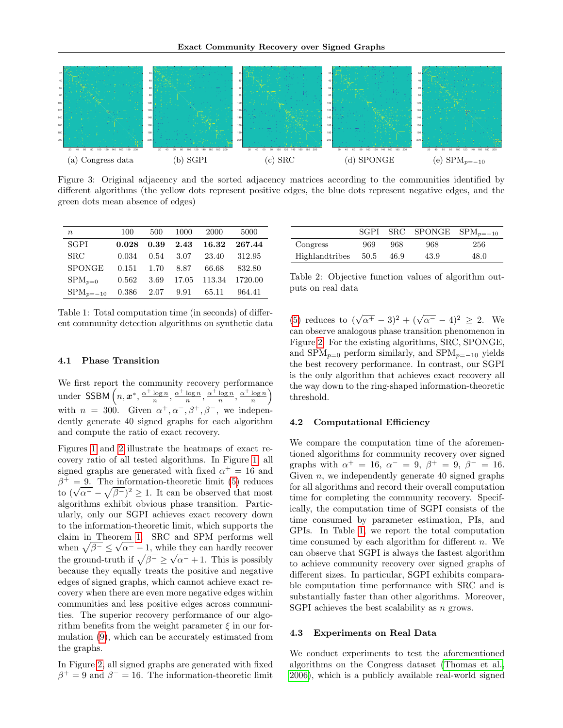(a) Congress data (b) SGPI (c) SRC (d) SPONGE (e) $\text{SPM}_{p=-10}$

Figure 3: Original adjacency and the sorted adjacency matrices according to the communities identified by different algorithms (the yellow dots represent positive edges, the blue dots represent negative edges, and the green dots mean absence of edges)

| $n$ | 100 | 500 | 1000 | 2000 | 5000 |
|---|---|---|---|---|---|
| SGPI | **0.028** | **0.39** | **2.43** | **16.32** | **267.44** |
| SRC | 0.034 | 0.54 | 3.07 | 23.40 | 312.95 |
| SPONGE | 0.151 | 1.70 | 8.87 | 66.68 | 832.80 |
| $\text{SPM}_{p=0}$ | 0.562 | 3.69 | 17.05 | 113.34 | 1720.00 |
| $\text{SPM}_{p=-10}$ | 0.386 | 2.07 | 9.91 | 65.11 | 964.41 |

Table 1: Total computation time (in seconds) of different community detection algorithms on synthetic data

### 4.1 Phase Transition

We first report the community recovery performance under $\mathsf{SSBM}\left(n, \boldsymbol{x}^*, \frac{\alpha^+ \log n}{n}, \frac{\alpha^+ \log n}{n}, \frac{\alpha^+ \log n}{n}, \frac{\alpha^+ \log n}{n}\right)$ with $n = 300$. Given $\alpha^+, \alpha^-, \beta^+, \beta^-$, we independently generate 40 signed graphs for each algorithm and compute the ratio of exact recovery.

Figures 1 and 2 illustrate the heatmaps of exact recovery ratio of all tested algorithms. In Figure 1, all signed graphs are generated with fixed $\alpha^+ = 16$ and $\beta^+ = 9$. The information-theoretic limit (5) reduces to $(\sqrt{\alpha^-} - \sqrt{\beta^-})^2 \geq 1$. It can be observed that most algorithms exhibit obvious phase transition. Particularly, only our SGPI achieves exact recovery down to the information-theoretic limit, which supports the claim in Theorem 1. SRC and SPM performs well when $\sqrt{\beta^-} \leq \sqrt{\alpha^-} - 1$, while they can hardly recover the ground-truth if $\sqrt{\beta^-} \geq \sqrt{\alpha^-} + 1$. This is possibly because they equally treats the positive and negative edges of signed graphs, which cannot achieve exact recovery when there are even more negative edges within communities and less positive edges across communities. The superior recovery performance of our algorithm benefits from the weight parameter $\xi$ in our formulation (9), which can be accurately estimated from the graphs.

In Figure 2, all signed graphs are generated with fixed $\beta^+ = 9$ and $\beta^- = 16$. The information-theoretic limit (5) reduces to $(\sqrt{\alpha^+} - 3)^2 + (\sqrt{\alpha^-} - 4)^2 \geq 2$. We can observe analogous phase transition phenomenon in Figure 2. For the existing algorithms, SRC, SPONGE, and $\text{SPM}_{p=0}$ perform similarly, and $\text{SPM}_{p=-10}$ yields the best recovery performance. In contrast, our SGPI is the only algorithm that achieves exact recovery all the way down to the ring-shaped information-theoretic threshold.

| | SGPI | SRC | SPONGE | $\text{SPM}_{p=-10}$ |
|---|---|---|---|---|
| Congress | 969 | 968 | 968 | 256 |
| Highlandtribes | 50.5 | 46.9 | 43.9 | 48.0 |

Table 2: Objective function values of algorithm outputs on real data

### 4.2 Computational Efficiency

We compare the computation time of the aforementioned algorithms for community recovery over signed graphs with $\alpha^+ = 16$, $\alpha^- = 9$, $\beta^+ = 9$, $\beta^- = 16$. Given $n$, we independently generate 40 signed graphs for all algorithms and record their overall computation time for completing the community recovery. Specifically, the computation time of SGPI consists of the time consumed by parameter estimation, PIs, and GPIs. In Table 1, we report the total computation time consumed by each algorithm for different $n$. We can observe that SGPI is always the fastest algorithm to achieve community recovery over signed graphs of different sizes. In particular, SGPI exhibits comparable computation time performance with SRC and is substantially faster than other algorithms. Moreover, SGPI achieves the best scalability as $n$ grows.

### 4.3 Experiments on Real Data

We conduct experiments to test the aforementioned algorithms on the Congress dataset (Thomas et al., 2006), which is a publicly available real-world signed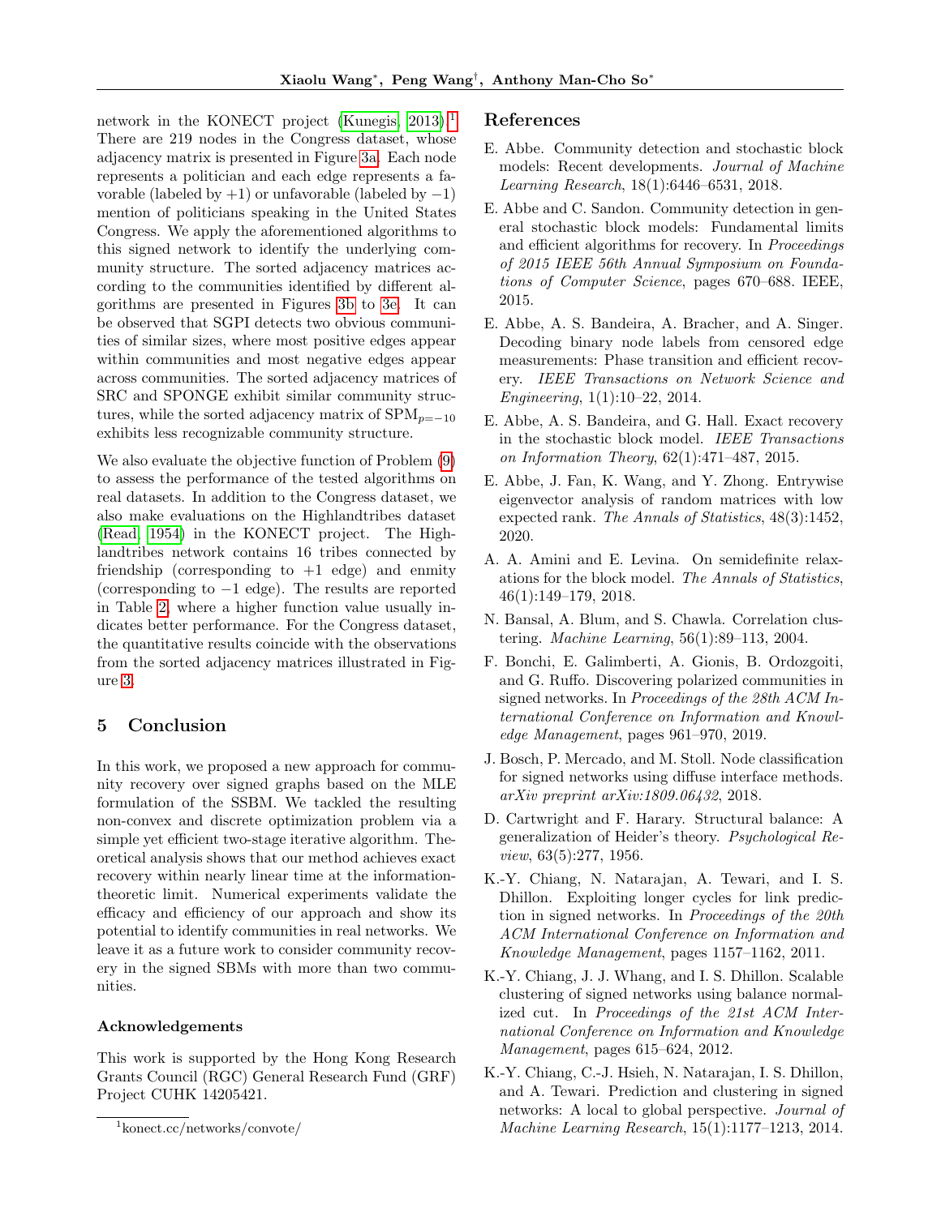network in the KONECT project (Kunegis, 2013).[1] There are 219 nodes in the Congress dataset, whose adjacency matrix is presented in Figure 3a. Each node represents a politician and each edge represents a favorable (labeled by $+1$) or unfavorable (labeled by $-1$) mention of politicians speaking in the United States Congress. We apply the aforementioned algorithms to this signed network to identify the underlying community structure. The sorted adjacency matrices according to the communities identified by different algorithms are presented in Figures 3b to 3e. It can be observed that SGPI detects two obvious communities of similar sizes, where most positive edges appear within communities and most negative edges appear across communities. The sorted adjacency matrices of SRC and SPONGE exhibit similar community structures, while the sorted adjacency matrix of $\text{SPM}_{p=-10}$ exhibits less recognizable community structure.

We also evaluate the objective function of Problem (9) to assess the performance of the tested algorithms on real datasets. In addition to the Congress dataset, we also make evaluations on the Highlandtribes dataset (Read, 1954) in the KONECT project. The Highlandtribes network contains 16 tribes connected by friendship (corresponding to $+1$ edge) and enmity (corresponding to $-1$ edge). The results are reported in Table 2, where a higher function value usually indicates better performance. For the Congress dataset, the quantitative results coincide with the observations from the sorted adjacency matrices illustrated in Figure 3.

## 5 Conclusion

In this work, we proposed a new approach for community recovery over signed graphs based on the MLE formulation of the SSBM. We tackled the resulting non-convex and discrete optimization problem via a simple yet efficient two-stage iterative algorithm. Theoretical analysis shows that our method achieves exact recovery within nearly linear time at the information-theoretic limit. Numerical experiments validate the efficacy and efficiency of our approach and show its potential to identify communities in real networks. We leave it as a future work to consider community recovery in the signed SBMs with more than two communities.

### Acknowledgements

This work is supported by the Hong Kong Research Grants Council (RGC) General Research Fund (GRF) Project CUHK 14205421.

[1] konect.cc/networks/convote/

## References

E. Abbe. Community detection and stochastic block models: Recent developments. *Journal of Machine Learning Research*, 18(1):6446–6531, 2018.

E. Abbe and C. Sandon. Community detection in general stochastic block models: Fundamental limits and efficient algorithms for recovery. In *Proceedings of 2015 IEEE 56th Annual Symposium on Foundations of Computer Science*, pages 670–688. IEEE, 2015.

E. Abbe, A. S. Bandeira, A. Bracher, and A. Singer. Decoding binary node labels from censored edge measurements: Phase transition and efficient recovery. *IEEE Transactions on Network Science and Engineering*, 1(1):10–22, 2014.

E. Abbe, A. S. Bandeira, and G. Hall. Exact recovery in the stochastic block model. *IEEE Transactions on Information Theory*, 62(1):471–487, 2015.

E. Abbe, J. Fan, K. Wang, and Y. Zhong. Entrywise eigenvector analysis of random matrices with low expected rank. *The Annals of Statistics*, 48(3):1452, 2020.

A. A. Amini and E. Levina. On semidefinite relaxations for the block model. *The Annals of Statistics*, 46(1):149–179, 2018.

N. Bansal, A. Blum, and S. Chawla. Correlation clustering. *Machine Learning*, 56(1):89–113, 2004.

F. Bonchi, E. Galimberti, A. Gionis, B. Ordozgoiti, and G. Ruffo. Discovering polarized communities in signed networks. In *Proceedings of the 28th ACM International Conference on Information and Knowledge Management*, pages 961–970, 2019.

J. Bosch, P. Mercado, and M. Stoll. Node classification for signed networks using diffuse interface methods. *arXiv preprint arXiv:1809.06432*, 2018.

D. Cartwright and F. Harary. Structural balance: A generalization of Heider's theory. *Psychological Review*, 63(5):277, 1956.

K.-Y. Chiang, N. Natarajan, A. Tewari, and I. S. Dhillon. Exploiting longer cycles for link prediction in signed networks. In *Proceedings of the 20th ACM International Conference on Information and Knowledge Management*, pages 1157–1162, 2011.

K.-Y. Chiang, J. J. Whang, and I. S. Dhillon. Scalable clustering of signed networks using balance normalized cut. In *Proceedings of the 21st ACM International Conference on Information and Knowledge Management*, pages 615–624, 2012.

K.-Y. Chiang, C.-J. Hsieh, N. Natarajan, I. S. Dhillon, and A. Tewari. Prediction and clustering in signed networks: A local to global perspective. *Journal of Machine Learning Research*, 15(1):1177–1213, 2014.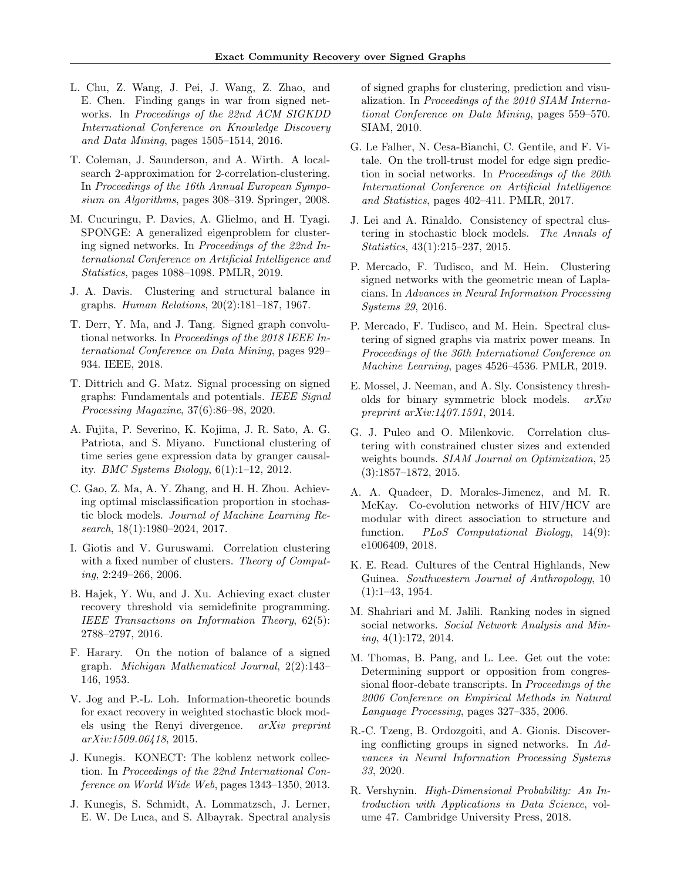L. Chu, Z. Wang, J. Pei, J. Wang, Z. Zhao, and E. Chen. Finding gangs in war from signed networks. In *Proceedings of the 22nd ACM SIGKDD International Conference on Knowledge Discovery and Data Mining*, pages 1505–1514, 2016.

T. Coleman, J. Saunderson, and A. Wirth. A local-search 2-approximation for 2-correlation-clustering. In *Proceedings of the 16th Annual European Symposium on Algorithms*, pages 308–319. Springer, 2008.

M. Cucuringu, P. Davies, A. Glielmo, and H. Tyagi. SPONGE: A generalized eigenproblem for clustering signed networks. In *Proceedings of the 22nd International Conference on Artificial Intelligence and Statistics*, pages 1088–1098. PMLR, 2019.

J. A. Davis. Clustering and structural balance in graphs. *Human Relations*, 20(2):181–187, 1967.

T. Derr, Y. Ma, and J. Tang. Signed graph convolutional networks. In *Proceedings of the 2018 IEEE International Conference on Data Mining*, pages 929–934. IEEE, 2018.

T. Dittrich and G. Matz. Signal processing on signed graphs: Fundamentals and potentials. *IEEE Signal Processing Magazine*, 37(6):86–98, 2020.

A. Fujita, P. Severino, K. Kojima, J. R. Sato, A. G. Patriota, and S. Miyano. Functional clustering of time series gene expression data by granger causality. *BMC Systems Biology*, 6(1):1–12, 2012.

C. Gao, Z. Ma, A. Y. Zhang, and H. H. Zhou. Achieving optimal misclassification proportion in stochastic block models. *Journal of Machine Learning Research*, 18(1):1980–2024, 2017.

I. Giotis and V. Guruswami. Correlation clustering with a fixed number of clusters. *Theory of Computing*, 2:249–266, 2006.

B. Hajek, Y. Wu, and J. Xu. Achieving exact cluster recovery threshold via semidefinite programming. *IEEE Transactions on Information Theory*, 62(5): 2788–2797, 2016.

F. Harary. On the notion of balance of a signed graph. *Michigan Mathematical Journal*, 2(2):143–146, 1953.

V. Jog and P.-L. Loh. Information-theoretic bounds for exact recovery in weighted stochastic block models using the Renyi divergence. *arXiv preprint arXiv:1509.06418*, 2015.

J. Kunegis. KONECT: The koblenz network collection. In *Proceedings of the 22nd International Conference on World Wide Web*, pages 1343–1350, 2013.

J. Kunegis, S. Schmidt, A. Lommatzsch, J. Lerner, E. W. De Luca, and S. Albayrak. Spectral analysis of signed graphs for clustering, prediction and visualization. In *Proceedings of the 2010 SIAM International Conference on Data Mining*, pages 559–570. SIAM, 2010.

G. Le Falher, N. Cesa-Bianchi, C. Gentile, and F. Vitale. On the troll-trust model for edge sign prediction in social networks. In *Proceedings of the 20th International Conference on Artificial Intelligence and Statistics*, pages 402–411. PMLR, 2017.

J. Lei and A. Rinaldo. Consistency of spectral clustering in stochastic block models. *The Annals of Statistics*, 43(1):215–237, 2015.

P. Mercado, F. Tudisco, and M. Hein. Clustering signed networks with the geometric mean of Laplacians. In *Advances in Neural Information Processing Systems 29*, 2016.

P. Mercado, F. Tudisco, and M. Hein. Spectral clustering of signed graphs via matrix power means. In *Proceedings of the 36th International Conference on Machine Learning*, pages 4526–4536. PMLR, 2019.

E. Mossel, J. Neeman, and A. Sly. Consistency thresholds for binary symmetric block models. *arXiv preprint arXiv:1407.1591*, 2014.

G. J. Puleo and O. Milenkovic. Correlation clustering with constrained cluster sizes and extended weights bounds. *SIAM Journal on Optimization*, 25 (3):1857–1872, 2015.

A. A. Quadeer, D. Morales-Jimenez, and M. R. McKay. Co-evolution networks of HIV/HCV are modular with direct association to structure and function. *PLoS Computational Biology*, 14(9): e1006409, 2018.

K. E. Read. Cultures of the Central Highlands, New Guinea. *Southwestern Journal of Anthropology*, 10 (1):1–43, 1954.

M. Shahriari and M. Jalili. Ranking nodes in signed social networks. *Social Network Analysis and Mining*, 4(1):172, 2014.

M. Thomas, B. Pang, and L. Lee. Get out the vote: Determining support or opposition from congressional floor-debate transcripts. In *Proceedings of the 2006 Conference on Empirical Methods in Natural Language Processing*, pages 327–335, 2006.

R.-C. Tzeng, B. Ordozgoiti, and A. Gionis. Discovering conflicting groups in signed networks. In *Advances in Neural Information Processing Systems 33*, 2020.

R. Vershynin. *High-Dimensional Probability: An Introduction with Applications in Data Science*, volume 47. Cambridge University Press, 2018.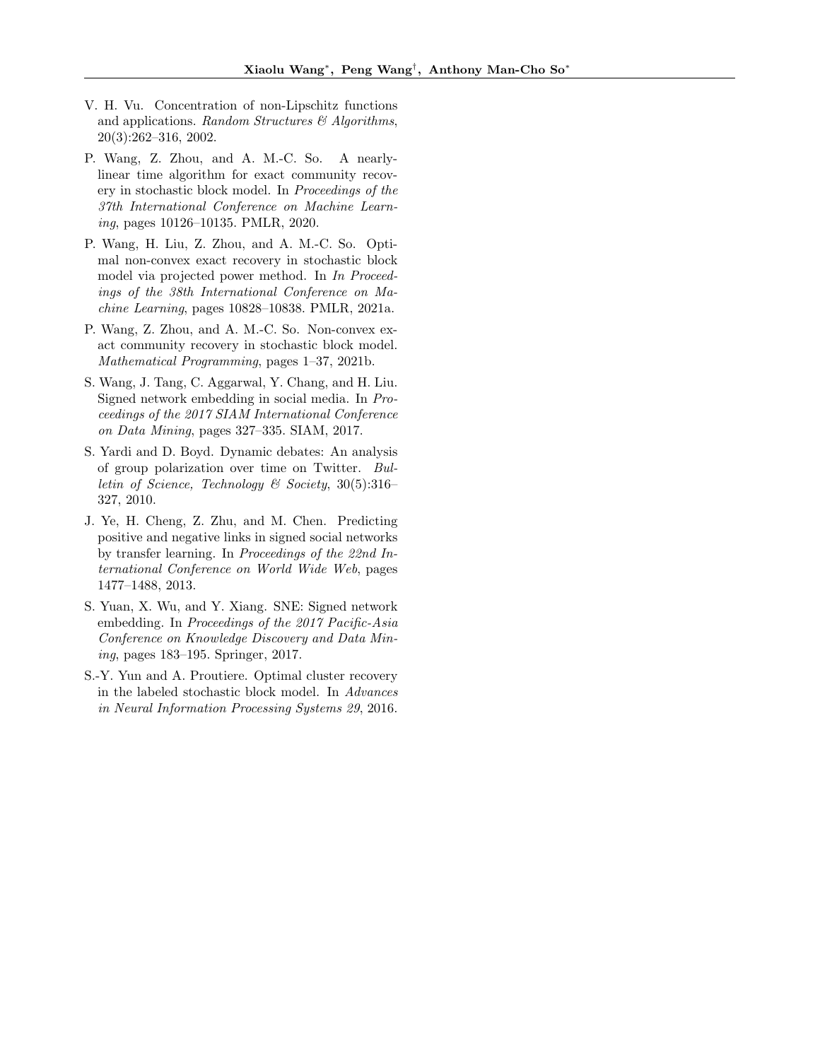V. H. Vu. Concentration of non-Lipschitz functions and applications. *Random Structures & Algorithms*, 20(3):262–316, 2002.

P. Wang, Z. Zhou, and A. M.-C. So. A nearly-linear time algorithm for exact community recovery in stochastic block model. In *Proceedings of the 37th International Conference on Machine Learning*, pages 10126–10135. PMLR, 2020.

P. Wang, H. Liu, Z. Zhou, and A. M.-C. So. Optimal non-convex exact recovery in stochastic block model via projected power method. In *In Proceedings of the 38th International Conference on Machine Learning*, pages 10828–10838. PMLR, 2021a.

P. Wang, Z. Zhou, and A. M.-C. So. Non-convex exact community recovery in stochastic block model. *Mathematical Programming*, pages 1–37, 2021b.

S. Wang, J. Tang, C. Aggarwal, Y. Chang, and H. Liu. Signed network embedding in social media. In *Proceedings of the 2017 SIAM International Conference on Data Mining*, pages 327–335. SIAM, 2017.

S. Yardi and D. Boyd. Dynamic debates: An analysis of group polarization over time on Twitter. *Bulletin of Science, Technology & Society*, 30(5):316–327, 2010.

J. Ye, H. Cheng, Z. Zhu, and M. Chen. Predicting positive and negative links in signed social networks by transfer learning. In *Proceedings of the 22nd International Conference on World Wide Web*, pages 1477–1488, 2013.

S. Yuan, X. Wu, and Y. Xiang. SNE: Signed network embedding. In *Proceedings of the 2017 Pacific-Asia Conference on Knowledge Discovery and Data Mining*, pages 183–195. Springer, 2017.

S.-Y. Yun and A. Proutiere. Optimal cluster recovery in the labeled stochastic block model. In *Advances in Neural Information Processing Systems 29*, 2016.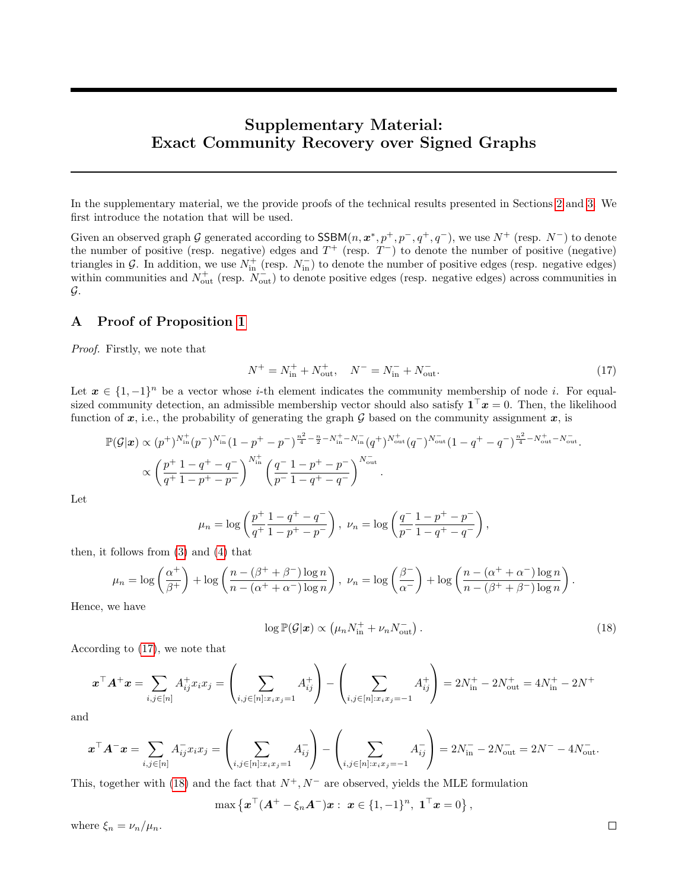# Supplementary Material: Exact Community Recovery over Signed Graphs

In the supplementary material, we the provide proofs of the technical results presented in Sections 2 and 3. We first introduce the notation that will be used.

Given an observed graph $\mathcal{G}$ generated according to $\mathsf{SSBM}(n, \boldsymbol{x}^*, p^+, p^-, q^+, q^-)$, we use $N^+$ (resp. $N^-$) to denote the number of positive (resp. negative) edges and $T^+$ (resp. $T^-$) to denote the number of positive (negative) triangles in $\mathcal{G}$. In addition, we use $N_{\text{in}}^+$ (resp. $N_{\text{in}}^-$) to denote the number of positive edges (resp. negative edges) within communities and $N_{\text{out}}^+$ (resp. $N_{\text{out}}^-$) to denote positive edges (resp. negative edges) across communities in $\mathcal{G}$.

## A Proof of Proposition 1

*Proof.* Firstly, we note that

$$N^+ = N_{\text{in}}^+ + N_{\text{out}}^+, \quad N^- = N_{\text{in}}^- + N_{\text{out}}^-. \tag{17}$$

Let $\boldsymbol{x} \in \{1, -1\}^n$ be a vector whose $i$-th element indicates the community membership of node $i$. For equal-sized community detection, an admissible membership vector should also satisfy $\mathbf{1}^\top \boldsymbol{x} = 0$. Then, the likelihood function of $\boldsymbol{x}$, i.e., the probability of generating the graph $\mathcal{G}$ based on the community assignment $\boldsymbol{x}$, is

$$\begin{aligned}
\mathbb{P}(\mathcal{G}|\boldsymbol{x}) &\propto (p^+)^{N_{\text{in}}^+}(p^-)^{N_{\text{in}}^-}(1-p^+-p^-)^{\frac{n^2}{4}-\frac{n}{2}-N_{\text{in}}^+-N_{\text{in}}^-}(q^+)^{N_{\text{out}}^+}(q^-)^{N_{\text{out}}^-}(1-q^+-q^-)^{\frac{n^2}{4}-N_{\text{out}}^+-N_{\text{out}}^-}. \\
&\propto \left(\frac{p^+}{q^+}\frac{1-q^+-q^-}{1-p^+-p^-}\right)^{N_{\text{in}}^+}\left(\frac{q^-}{p^-}\frac{1-p^+-p^-}{1-q^+-q^-}\right)^{N_{\text{out}}^-}.
\end{aligned}$$

Let

$$\mu_n = \log\left(\frac{p^+}{q^+}\frac{1-q^+-q^-}{1-p^+-p^-}\right),\ \nu_n = \log\left(\frac{q^-}{p^-}\frac{1-p^+-p^-}{1-q^+-q^-}\right),$$

then, it follows from (3) and (4) that

$$\mu_n = \log\left(\frac{\alpha^+}{\beta^+}\right) + \log\left(\frac{n-(\beta^++\beta^-)\log n}{n-(\alpha^++\alpha^-)\log n}\right),\ \nu_n = \log\left(\frac{\beta^-}{\alpha^-}\right) + \log\left(\frac{n-(\alpha^++\alpha^-)\log n}{n-(\beta^++\beta^-)\log n}\right).$$

Hence, we have

$$\log \mathbb{P}(\mathcal{G}|\boldsymbol{x}) \propto \left(\mu_n N_{\text{in}}^+ + \nu_n N_{\text{out}}^-\right). \tag{18}$$

According to (17), we note that

$$\boldsymbol{x}^\top \boldsymbol{A}^+ \boldsymbol{x} = \sum_{i,j\in[n]} A_{ij}^+ x_i x_j = \left(\sum_{i,j\in[n]:x_ix_j=1} A_{ij}^+\right) - \left(\sum_{i,j\in[n]:x_ix_j=-1} A_{ij}^+\right) = 2N_{\text{in}}^+ - 2N_{\text{out}}^+ = 4N_{\text{in}}^+ - 2N^+$$

and

$$\boldsymbol{x}^\top \boldsymbol{A}^- \boldsymbol{x} = \sum_{i,j\in[n]} A_{ij}^- x_i x_j = \left(\sum_{i,j\in[n]:x_ix_j=1} A_{ij}^-\right) - \left(\sum_{i,j\in[n]:x_ix_j=-1} A_{ij}^-\right) = 2N_{\text{in}}^- - 2N_{\text{out}}^- = 2N^- - 4N_{\text{out}}^-.$$

This, together with (18) and the fact that $N^+, N^-$ are observed, yields the MLE formulation

$$\max\left\{\boldsymbol{x}^\top(\boldsymbol{A}^+ - \xi_n \boldsymbol{A}^-)\boldsymbol{x} :\ \boldsymbol{x} \in \{1,-1\}^n,\ \mathbf{1}^\top \boldsymbol{x} = 0\right\},$$

where $\xi_n = \nu_n/\mu_n$. ∎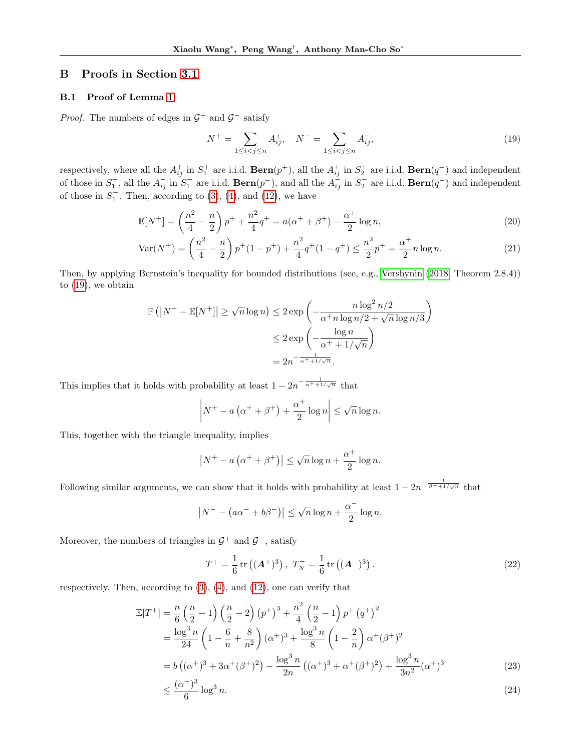## B Proofs in Section 3.1

### B.1 Proof of Lemma 1

*Proof.* The numbers of edges in $\mathcal{G}^+$ and $\mathcal{G}^-$ satisfy

$$N^+ = \sum_{1\le i<j\le n} A_{ij}^+, \quad N^- = \sum_{1\le i<j\le n} A_{ij}^-, \tag{19}$$

respectively, where all the $A_{ij}^+$ in $S_1^+$ are i.i.d. $\mathbf{Bern}(p^+)$, all the $A_{ij}^+$ in $S_2^+$ are i.i.d. $\mathbf{Bern}(q^+)$ and independent of those in $S_1^+$, all the $A_{ij}^-$ in $S_1^-$ are i.i.d. $\mathbf{Bern}(p^-)$, and all the $A_{ij}^-$ in $S_2^-$ are i.i.d. $\mathbf{Bern}(q^-)$ and independent of those in $S_1^-$. Then, according to (3), (4), and (12), we have

$$\mathbb{E}[N^+] = \left(\frac{n^2}{4} - \frac{n}{2}\right)p^+ + \frac{n^2}{4}q^+ = a(\alpha^+ + \beta^+) - \frac{\alpha^+}{2}\log n, \tag{20}$$

$$\mathrm{Var}(N^+) = \left(\frac{n^2}{4} - \frac{n}{2}\right)p^+(1-p^+) + \frac{n^2}{4}q^+(1-q^+) \le \frac{n^2}{2}p^+ = \frac{\alpha^+}{2}n\log n. \tag{21}$$

Then, by applying Bernstein's inequality for bounded distributions (see, e.g., Vershynin (2018, Theorem 2.8.4)) to (19), we obtain

$$\begin{aligned}
\mathbb{P}\left(\left|N^+ - \mathbb{E}[N^+]\right| \ge \sqrt{n}\log n\right) &\le 2\exp\left(-\frac{n\log^2 n/2}{\alpha^+ n\log n/2 + \sqrt{n}\log n/3}\right)\\
&\le 2\exp\left(-\frac{\log n}{\alpha^+ + 1/\sqrt{n}}\right)\\
&= 2n^{-\frac{1}{\alpha^+ + 1/\sqrt{n}}}.
\end{aligned}$$

This implies that it holds with probability at least $1 - 2n^{-\frac{1}{\alpha^+ + 1/\sqrt{n}}}$ that

$$\left|N^+ - a\left(\alpha^+ + \beta^+\right) + \frac{\alpha^+}{2}\log n\right| \le \sqrt{n}\log n.$$

This, together with the triangle inequality, implies

$$\left|N^+ - a\left(\alpha^+ + \beta^+\right)\right| \le \sqrt{n}\log n + \frac{\alpha^+}{2}\log n.$$

Following similar arguments, we can show that it holds with probability at least $1 - 2n^{-\frac{1}{\beta^- + 1/\sqrt{n}}}$ that

$$\left|N^- - \left(a\alpha^- + b\beta^-\right)\right| \le \sqrt{n}\log n + \frac{\alpha^-}{2}\log n.$$

Moreover, the numbers of triangles in $\mathcal{G}^+$ and $\mathcal{G}^-$, satisfy

$$T^+ = \frac{1}{6}\operatorname{tr}\left((\boldsymbol{A}^+)^3\right),\ T_N^- = \frac{1}{6}\operatorname{tr}\left((\boldsymbol{A}^-)^3\right). \tag{22}$$

respectively. Then, according to (3), (4), and (12), one can verify that

$$\begin{aligned}
\mathbb{E}[T^+] &= \frac{n}{6}\left(\frac{n}{2}-1\right)\left(\frac{n}{2}-2\right)\left(p^+\right)^3 + \frac{n^2}{4}\left(\frac{n}{2}-1\right)p^+\left(q^+\right)^2\\
&= \frac{\log^3 n}{24}\left(1 - \frac{6}{n} + \frac{8}{n^2}\right)(\alpha^+)^3 + \frac{\log^3 n}{8}\left(1 - \frac{2}{n}\right)\alpha^+(\beta^+)^2\\
&= b\left((\alpha^+)^3 + 3\alpha^+(\beta^+)^2\right) - \frac{\log^3 n}{2n}\left((\alpha^+)^3 + \alpha^+(\beta^+)^2\right) + \frac{\log^3 n}{3n^2}(\alpha^+)^3 \qquad (23)\\
&\le \frac{(\alpha^+)^3}{6}\log^3 n. \qquad (24)
\end{aligned}$$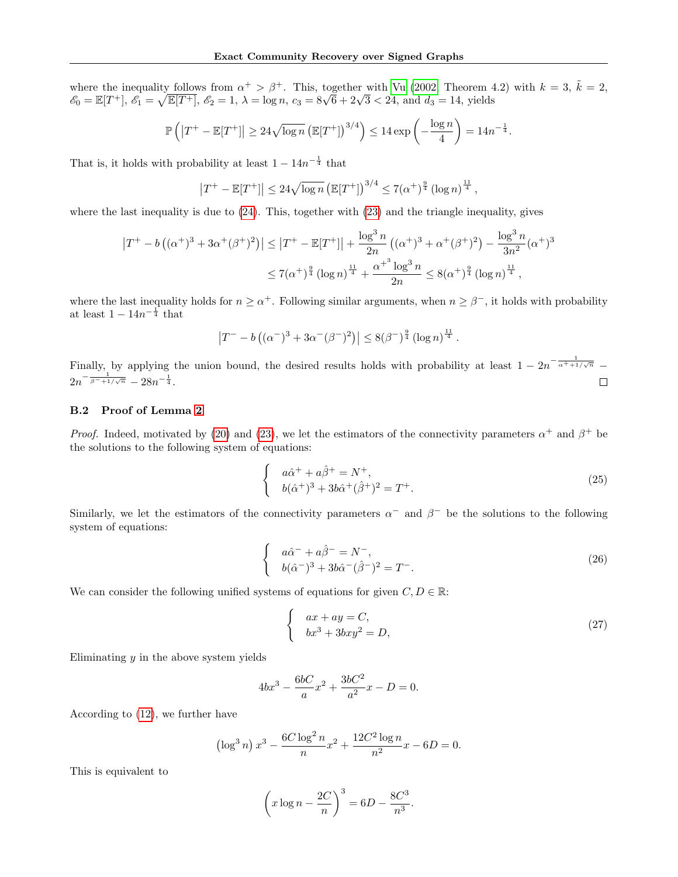where the inequality follows from $\alpha^+ > \beta^+$. This, together with Vu (2002, Theorem 4.2) with $k = 3$, $\tilde{k} = 2$, $\mathscr{E}_0 = \mathbb{E}[T^+]$, $\mathscr{E}_1 = \sqrt{\mathbb{E}[T^+]}$, $\mathscr{E}_2 = 1$, $\lambda = \log n$, $c_3 = 8\sqrt{6} + 2\sqrt{3} < 24$, and $d_3 = 14$, yields

$$\mathbb{P}\left(\left|T^+ - \mathbb{E}[T^+]\right| \geq 24\sqrt{\log n}\left(\mathbb{E}[T^+]\right)^{3/4}\right) \leq 14\exp\left(-\frac{\log n}{4}\right) = 14n^{-\frac{1}{4}}.$$

That is, it holds with probability at least $1 - 14n^{-\frac{1}{4}}$ that

$$\left|T^+ - \mathbb{E}[T^+]\right| \leq 24\sqrt{\log n}\left(\mathbb{E}[T^+]\right)^{3/4} \leq 7(\alpha^+)^{\frac{9}{4}}(\log n)^{\frac{11}{4}},$$

where the last inequality is due to (24). This, together with (23) and the triangle inequality, gives

$$\begin{aligned}
\left|T^+ - b\left((\alpha^+)^3 + 3\alpha^+(\beta^+)^2\right)\right| &\leq \left|T^+ - \mathbb{E}[T^+]\right| + \frac{\log^3 n}{2n}\left((\alpha^+)^3 + \alpha^+(\beta^+)^2\right) - \frac{\log^3 n}{3n^2}(\alpha^+)^3 \\
&\leq 7(\alpha^+)^{\frac{9}{4}}(\log n)^{\frac{11}{4}} + \frac{{\alpha^+}^3\log^3 n}{2n} \leq 8(\alpha^+)^{\frac{9}{4}}(\log n)^{\frac{11}{4}},
\end{aligned}$$

where the last inequality holds for $n \geq \alpha^+$. Following similar arguments, when $n \geq \beta^-$, it holds with probability at least $1 - 14n^{-\frac{1}{4}}$ that

$$\left|T^- - b\left((\alpha^-)^3 + 3\alpha^-(\beta^-)^2\right)\right| \leq 8(\beta^-)^{\frac{9}{4}}(\log n)^{\frac{11}{4}}.$$

Finally, by applying the union bound, the desired results holds with probability at least $1 - 2n^{-\frac{1}{\alpha^+ + 1/\sqrt{n}}} - 2n^{-\frac{1}{\beta^- + 1/\sqrt{n}}} - 28n^{-\frac{1}{4}}$. $\square$

### B.2 Proof of Lemma 2

*Proof.* Indeed, motivated by (20) and (23), we let the estimators of the connectivity parameters $\alpha^+$ and $\beta^+$ be the solutions to the following system of equations:

$$\begin{cases} a\hat{\alpha}^+ + a\hat{\beta}^+ = N^+, \\ b(\hat{\alpha}^+)^3 + 3b\hat{\alpha}^+(\hat{\beta}^+)^2 = T^+. \end{cases} \tag{25}$$

Similarly, we let the estimators of the connectivity parameters $\alpha^-$ and $\beta^-$ be the solutions to the following system of equations:

$$\begin{cases} a\hat{\alpha}^- + a\hat{\beta}^- = N^-, \\ b(\hat{\alpha}^-)^3 + 3b\hat{\alpha}^-(\hat{\beta}^-)^2 = T^-. \end{cases} \tag{26}$$

We can consider the following unified systems of equations for given $C, D \in \mathbb{R}$:

$$\begin{cases} ax + ay = C, \\ bx^3 + 3bxy^2 = D, \end{cases} \tag{27}$$

Eliminating $y$ in the above system yields

$$4bx^3 - \frac{6bC}{a}x^2 + \frac{3bC^2}{a^2}x - D = 0.$$

According to (12), we further have

$$\left(\log^3 n\right)x^3 - \frac{6C\log^2 n}{n}x^2 + \frac{12C^2\log n}{n^2}x - 6D = 0.$$

This is equivalent to

$$\left(x\log n - \frac{2C}{n}\right)^3 = 6D - \frac{8C^3}{n^3}.$$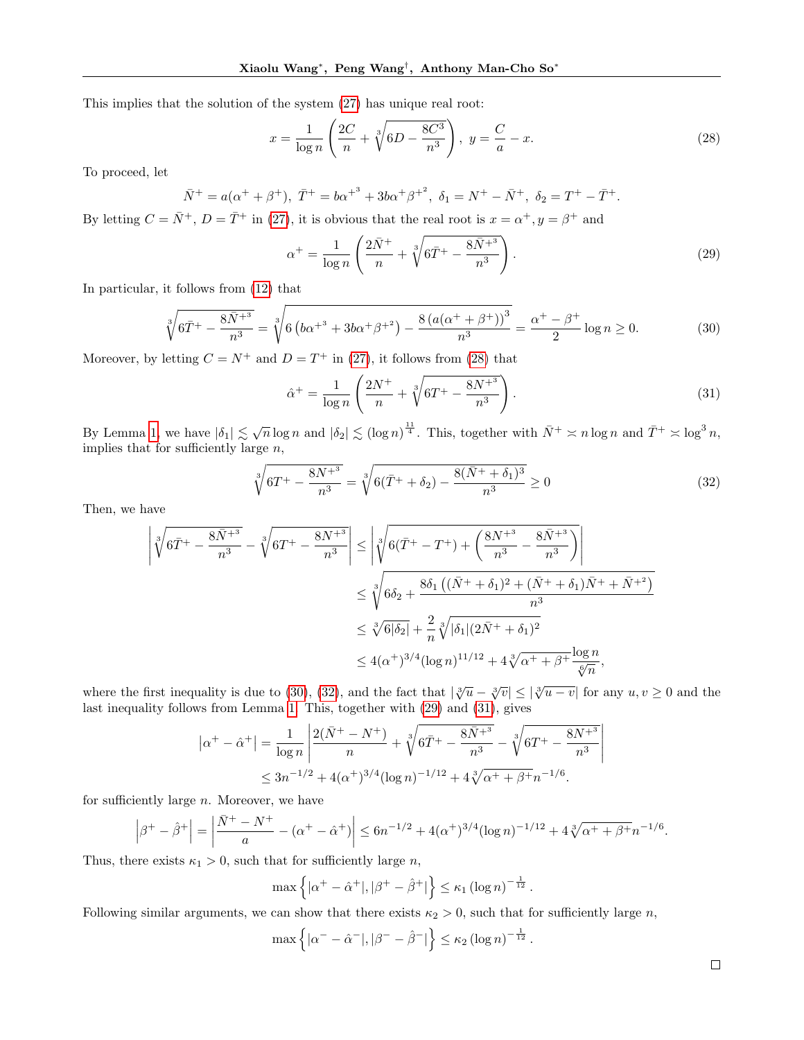This implies that the solution of the system (27) has unique real root:

$$x = \frac{1}{\log n}\left(\frac{2C}{n} + \sqrt[3]{6D - \frac{8C^3}{n^3}}\right),\ y = \frac{C}{a} - x. \tag{28}$$

To proceed, let

$$\bar{N}^+ = a(\alpha^+ + \beta^+),\ \bar{T}^+ = b{\alpha^+}^3 + 3b\alpha^+{\beta^+}^2,\ \delta_1 = N^+ - \bar{N}^+,\ \delta_2 = T^+ - \bar{T}^+.$$

By letting $C = \bar{N}^+$, $D = \bar{T}^+$ in (27), it is obvious that the real root is $x = \alpha^+, y = \beta^+$ and

$$\alpha^+ = \frac{1}{\log n}\left(\frac{2\bar{N}^+}{n} + \sqrt[3]{6\bar{T}^+ - \frac{8{\bar{N}^+}^3}{n^3}}\right). \tag{29}$$

In particular, it follows from (12) that

$$\sqrt[3]{6\bar{T}^+ - \frac{8{\bar{N}^+}^3}{n^3}} = \sqrt[3]{6\left(b{\alpha^+}^3 + 3b\alpha^+{\beta^+}^2\right) - \frac{8\left(a(\alpha^+ + \beta^+)\right)^3}{n^3}} = \frac{\alpha^+ - \beta^+}{2}\log n \geq 0. \tag{30}$$

Moreover, by letting $C = N^+$ and $D = T^+$ in (27), it follows from (28) that

$$\hat{\alpha}^+ = \frac{1}{\log n}\left(\frac{2N^+}{n} + \sqrt[3]{6T^+ - \frac{8{N^+}^3}{n^3}}\right). \tag{31}$$

By Lemma 1, we have $|\delta_1| \lesssim \sqrt{n}\log n$ and $|\delta_2| \lesssim (\log n)^{\frac{11}{4}}$. This, together with $\bar{N}^+ \asymp n\log n$ and $\bar{T}^+ \asymp \log^3 n$, implies that for sufficiently large $n$,

$$\sqrt[3]{6T^+ - \frac{8{N^+}^3}{n^3}} = \sqrt[3]{6(\bar{T}^+ + \delta_2) - \frac{8(\bar{N}^+ + \delta_1)^3}{n^3}} \geq 0 \tag{32}$$

Then, we have

$$\begin{aligned}
\left|\sqrt[3]{6\bar{T}^+ - \frac{8{\bar{N}^+}^3}{n^3}} - \sqrt[3]{6T^+ - \frac{8{N^+}^3}{n^3}}\right| &\leq \left|\sqrt[3]{6(\bar{T}^+ - T^+) + \left(\frac{8{N^+}^3}{n^3} - \frac{8{\bar{N}^+}^3}{n^3}\right)}\right| \\
&\leq \sqrt[3]{6\delta_2 + \frac{8\delta_1\left((\bar{N}^+ + \delta_1)^2 + (\bar{N}^+ + \delta_1)\bar{N}^+ + {\bar{N}^+}^2\right)}{n^3}} \\
&\leq \sqrt[3]{6|\delta_2|} + \frac{2}{n}\sqrt[3]{|\delta_1|(2\bar{N}^+ + \delta_1)^2} \\
&\leq 4(\alpha^+)^{3/4}(\log n)^{11/12} + 4\sqrt[3]{\alpha^+ + \beta^+}\frac{\log n}{\sqrt[6]{n}},
\end{aligned}$$

where the first inequality is due to (30), (32), and the fact that $|\sqrt[3]{u} - \sqrt[3]{v}| \leq |\sqrt[3]{u - v}|$ for any $u, v \geq 0$ and the last inequality follows from Lemma 1. This, together with (29) and (31), gives

$$\begin{aligned}
\left|\alpha^+ - \hat{\alpha}^+\right| &= \frac{1}{\log n}\left|\frac{2(\bar{N}^+ - N^+)}{n} + \sqrt[3]{6\bar{T}^+ - \frac{8{\bar{N}^+}^3}{n^3}} - \sqrt[3]{6T^+ - \frac{8{N^+}^3}{n^3}}\right| \\
&\leq 3n^{-1/2} + 4(\alpha^+)^{3/4}(\log n)^{-1/12} + 4\sqrt[3]{\alpha^+ + \beta^+}n^{-1/6}.
\end{aligned}$$

for sufficiently large $n$. Moreover, we have

$$\left|\beta^+ - \hat{\beta}^+\right| = \left|\frac{\bar{N}^+ - N^+}{a} - (\alpha^+ - \hat{\alpha}^+)\right| \leq 6n^{-1/2} + 4(\alpha^+)^{3/4}(\log n)^{-1/12} + 4\sqrt[3]{\alpha^+ + \beta^+}n^{-1/6}.$$

Thus, there exists $\kappa_1 > 0$, such that for sufficiently large $n$,

$$\max\left\{|\alpha^+ - \hat{\alpha}^+|, |\beta^+ - \hat{\beta}^+|\right\} \leq \kappa_1 (\log n)^{-\frac{1}{12}}.$$

Following similar arguments, we can show that there exists $\kappa_2 > 0$, such that for sufficiently large $n$,

$$\max\left\{|\alpha^- - \hat{\alpha}^-|, |\beta^- - \hat{\beta}^-|\right\} \leq \kappa_2 (\log n)^{-\frac{1}{12}}.$$

□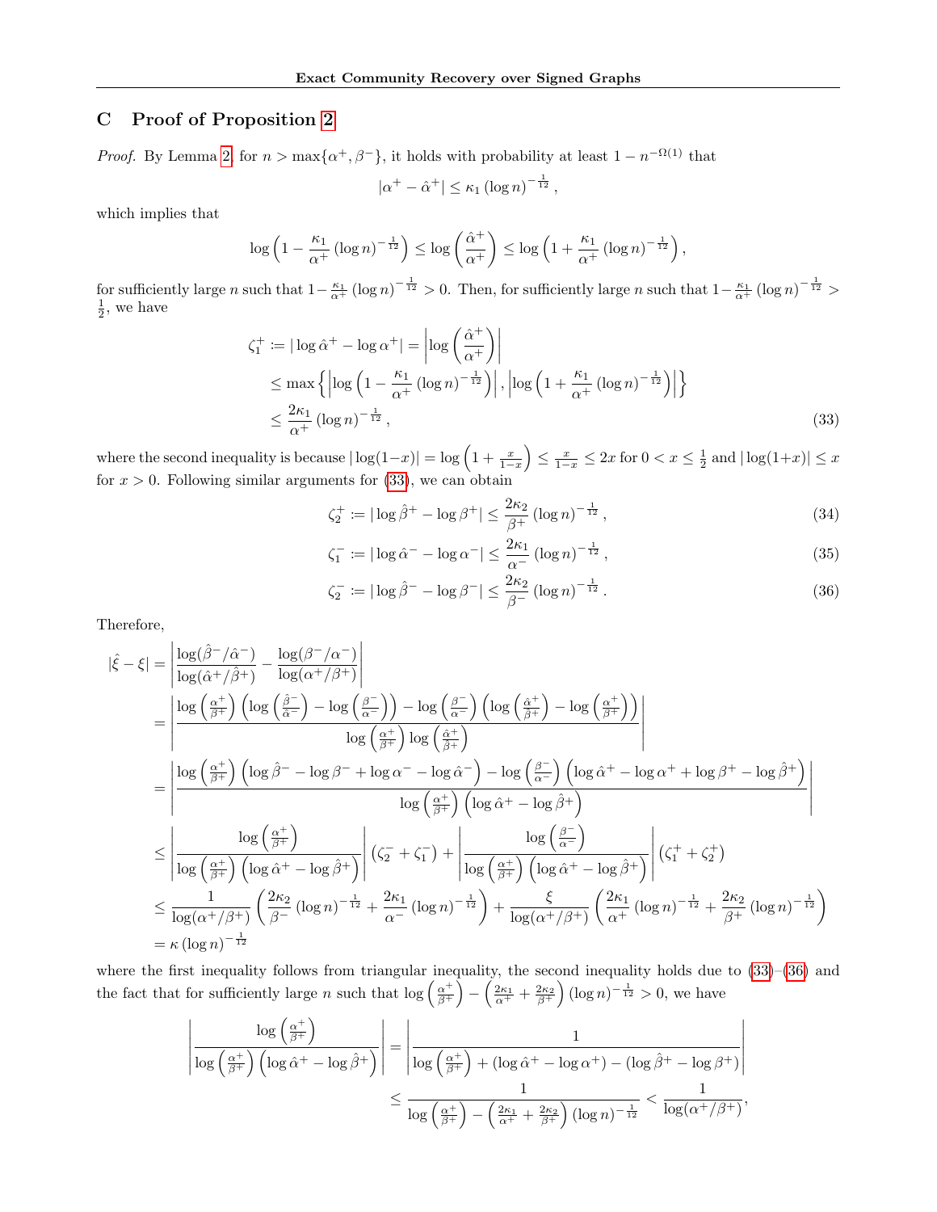## C Proof of Proposition 2

*Proof.* By Lemma 2, for $n > \max\{\alpha^+, \beta^-\}$, it holds with probability at least $1 - n^{-\Omega(1)}$ that

$$|\alpha^+ - \hat{\alpha}^+| \le \kappa_1 (\log n)^{-\frac{1}{12}},$$

which implies that

$$\log\left(1 - \frac{\kappa_1}{\alpha^+}(\log n)^{-\frac{1}{12}}\right) \le \log\left(\frac{\hat{\alpha}^+}{\alpha^+}\right) \le \log\left(1 + \frac{\kappa_1}{\alpha^+}(\log n)^{-\frac{1}{12}}\right),$$

for sufficiently large $n$ such that $1 - \frac{\kappa_1}{\alpha^+}(\log n)^{-\frac{1}{12}} > 0$. Then, for sufficiently large $n$ such that $1 - \frac{\kappa_1}{\alpha^+}(\log n)^{-\frac{1}{12}} > \frac{1}{2}$, we have

$$\begin{aligned}
\zeta_1^+ &:= |\log \hat{\alpha}^+ - \log \alpha^+| = \left|\log\left(\frac{\hat{\alpha}^+}{\alpha^+}\right)\right| \\
&\le \max\left\{\left|\log\left(1 - \frac{\kappa_1}{\alpha^+}(\log n)^{-\frac{1}{12}}\right)\right|, \left|\log\left(1 + \frac{\kappa_1}{\alpha^+}(\log n)^{-\frac{1}{12}}\right)\right|\right\} \\
&\le \frac{2\kappa_1}{\alpha^+}(\log n)^{-\frac{1}{12}},
\end{aligned} \tag{33}$$

where the second inequality is because $|\log(1-x)| = \log\left(1 + \frac{x}{1-x}\right) \le \frac{x}{1-x} \le 2x$ for $0 < x \le \frac{1}{2}$ and $|\log(1+x)| \le x$ for $x > 0$. Following similar arguments for (33), we can obtain

$$\zeta_2^+ := |\log \hat{\beta}^+ - \log \beta^+| \le \frac{2\kappa_2}{\beta^+}(\log n)^{-\frac{1}{12}}, \tag{34}$$

$$\zeta_1^- := |\log \hat{\alpha}^- - \log \alpha^-| \le \frac{2\kappa_1}{\alpha^-}(\log n)^{-\frac{1}{12}}, \tag{35}$$

$$\zeta_2^- := |\log \hat{\beta}^- - \log \beta^-| \le \frac{2\kappa_2}{\beta^-}(\log n)^{-\frac{1}{12}}. \tag{36}$$

Therefore,

$$\begin{aligned}
|\hat{\xi} - \xi| &= \left|\frac{\log(\hat{\beta}^-/\hat{\alpha}^-)}{\log(\hat{\alpha}^+/\hat{\beta}^+)} - \frac{\log(\beta^-/\alpha^-)}{\log(\alpha^+/\beta^+)}\right| \\
&= \left|\frac{\log\left(\frac{\alpha^+}{\beta^+}\right)\left(\log\left(\frac{\hat{\beta}^-}{\hat{\alpha}^-}\right) - \log\left(\frac{\beta^-}{\alpha^-}\right)\right) - \log\left(\frac{\beta^-}{\alpha^-}\right)\left(\log\left(\frac{\hat{\alpha}^+}{\hat{\beta}^+}\right) - \log\left(\frac{\alpha^+}{\beta^+}\right)\right)}{\log\left(\frac{\alpha^+}{\beta^+}\right)\log\left(\frac{\hat{\alpha}^+}{\hat{\beta}^+}\right)}\right| \\
&= \left|\frac{\log\left(\frac{\alpha^+}{\beta^+}\right)\left(\log \hat{\beta}^- - \log \beta^- + \log \alpha^- - \log \hat{\alpha}^-\right) - \log\left(\frac{\beta^-}{\alpha^-}\right)\left(\log \hat{\alpha}^+ - \log \alpha^+ + \log \beta^+ - \log \hat{\beta}^+\right)}{\log\left(\frac{\alpha^+}{\beta^+}\right)\left(\log \hat{\alpha}^+ - \log \hat{\beta}^+\right)}\right| \\
&\le \left|\frac{\log\left(\frac{\alpha^+}{\beta^+}\right)}{\log\left(\frac{\alpha^+}{\beta^+}\right)\left(\log \hat{\alpha}^+ - \log \hat{\beta}^+\right)}\right|(\zeta_2^- + \zeta_1^-) + \left|\frac{\log\left(\frac{\beta^-}{\alpha^-}\right)}{\log\left(\frac{\alpha^+}{\beta^+}\right)\left(\log \hat{\alpha}^+ - \log \hat{\beta}^+\right)}\right|(\zeta_1^+ + \zeta_2^+) \\
&\le \frac{1}{\log(\alpha^+/\beta^+)}\left(\frac{2\kappa_2}{\beta^-}(\log n)^{-\frac{1}{12}} + \frac{2\kappa_1}{\alpha^-}(\log n)^{-\frac{1}{12}}\right) + \frac{\xi}{\log(\alpha^+/\beta^+)}\left(\frac{2\kappa_1}{\alpha^+}(\log n)^{-\frac{1}{12}} + \frac{2\kappa_2}{\beta^+}(\log n)^{-\frac{1}{12}}\right) \\
&= \kappa(\log n)^{-\frac{1}{12}}
\end{aligned}$$

where the first inequality follows from triangular inequality, the second inequality holds due to (33)–(36) and the fact that for sufficiently large $n$ such that $\log\left(\frac{\alpha^+}{\beta^+}\right) - \left(\frac{2\kappa_1}{\alpha^+} + \frac{2\kappa_2}{\beta^+}\right)(\log n)^{-\frac{1}{12}} > 0$, we have

$$\begin{aligned}
\left|\frac{\log\left(\frac{\alpha^+}{\beta^+}\right)}{\log\left(\frac{\alpha^+}{\beta^+}\right)\left(\log \hat{\alpha}^+ - \log \hat{\beta}^+\right)}\right| &= \left|\frac{1}{\log\left(\frac{\alpha^+}{\beta^+}\right) + (\log \hat{\alpha}^+ - \log \alpha^+) - (\log \hat{\beta}^+ - \log \beta^+)}\right| \\
&\le \frac{1}{\log\left(\frac{\alpha^+}{\beta^+}\right) - \left(\frac{2\kappa_1}{\alpha^+} + \frac{2\kappa_2}{\beta^+}\right)(\log n)^{-\frac{1}{12}}} < \frac{1}{\log(\alpha^+/\beta^+)},
\end{aligned}$$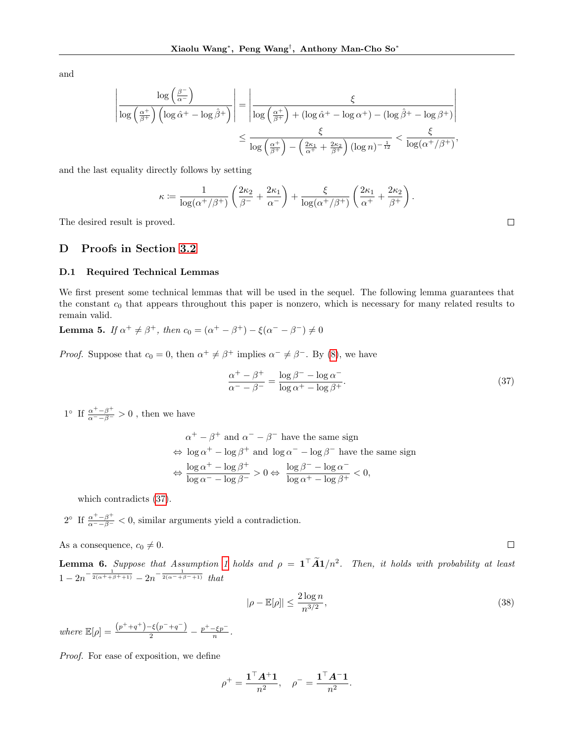and

$$
\left| \frac{\log\left(\frac{\beta^-}{\alpha^-}\right)}{\log\left(\frac{\alpha^+}{\beta^+}\right)\left(\log\hat{\alpha}^+ - \log\hat{\beta}^+\right)} \right| = \left| \frac{\xi}{\log\left(\frac{\alpha^+}{\beta^+}\right) + (\log\hat{\alpha}^+ - \log\alpha^+) - (\log\hat{\beta}^+ - \log\beta^+)} \right|
$$

$$
\leq \frac{\xi}{\log\left(\frac{\alpha^+}{\beta^+}\right) - \left(\frac{2\kappa_1}{\alpha^+} + \frac{2\kappa_2}{\beta^+}\right)(\log n)^{-\frac{1}{12}}} < \frac{\xi}{\log(\alpha^+/\beta^+)},
$$

and the last equality directly follows by setting

$$
\kappa := \frac{1}{\log(\alpha^+/\beta^+)}\left(\frac{2\kappa_2}{\beta^-} + \frac{2\kappa_1}{\alpha^-}\right) + \frac{\xi}{\log(\alpha^+/\beta^+)}\left(\frac{2\kappa_1}{\alpha^+} + \frac{2\kappa_2}{\beta^+}\right).
$$

The desired result is proved. ☐

# D Proofs in Section 3.2

## D.1 Required Technical Lemmas

We first present some technical lemmas that will be used in the sequel. The following lemma guarantees that the constant $c_0$ that appears throughout this paper is nonzero, which is necessary for many related results to remain valid.

**Lemma 5.** *If $\alpha^+ \neq \beta^+$, then $c_0 = (\alpha^+ - \beta^+) - \xi(\alpha^- - \beta^-) \neq 0$*

*Proof.* Suppose that $c_0 = 0$, then $\alpha^+ \neq \beta^+$ implies $\alpha^- \neq \beta^-$. By (8), we have

$$
\frac{\alpha^+ - \beta^+}{\alpha^- - \beta^-} = \frac{\log\beta^- - \log\alpha^-}{\log\alpha^+ - \log\beta^+}. \tag{37}
$$

1° If $\frac{\alpha^+ - \beta^+}{\alpha^- - \beta^-} > 0$ , then we have

$$
\begin{aligned}
&\alpha^+ - \beta^+ \text{ and } \alpha^- - \beta^- \text{ have the same sign} \\
\Leftrightarrow\ &\log\alpha^+ - \log\beta^+ \text{ and } \log\alpha^- - \log\beta^- \text{ have the same sign} \\
\Leftrightarrow\ &\frac{\log\alpha^+ - \log\beta^+}{\log\alpha^- - \log\beta^-} > 0 \Leftrightarrow \frac{\log\beta^- - \log\alpha^-}{\log\alpha^+ - \log\beta^+} < 0,
\end{aligned}
$$

which contradicts (37).

2° If $\frac{\alpha^+ - \beta^+}{\alpha^- - \beta^-} < 0$, similar arguments yield a contradiction.

As a consequence, $c_0 \neq 0$. ☐

**Lemma 6.** *Suppose that Assumption 1 holds and $\rho = \mathbf{1}^\top \widetilde{\boldsymbol{A}}\mathbf{1}/n^2$. Then, it holds with probability at least $1 - 2n^{-\frac{1}{2(\alpha^+ + \beta^+ + 1)}} - 2n^{-\frac{1}{2(\alpha^- + \beta^- + 1)}}$ that*

$$
|\rho - \mathbb{E}[\rho]| \leq \frac{2\log n}{n^{3/2}}, \tag{38}
$$

*where $\mathbb{E}[\rho] = \frac{(p^+ + q^+) - \xi(p^- + q^-)}{2} - \frac{p^+ - \xi p^-}{n}$.*

*Proof.* For ease of exposition, we define

$$
\rho^+ = \frac{\mathbf{1}^\top \boldsymbol{A}^+ \mathbf{1}}{n^2}, \quad \rho^- = \frac{\mathbf{1}^\top \boldsymbol{A}^- \mathbf{1}}{n^2}.
$$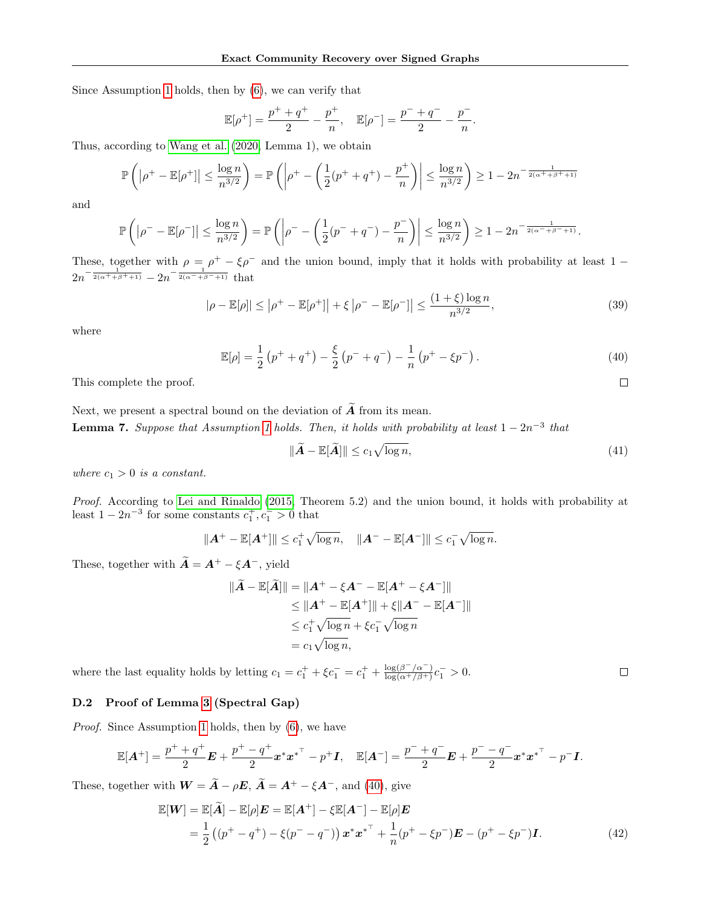Since Assumption 1 holds, then by (6), we can verify that

$$\mathbb{E}[\rho^+] = \frac{p^+ + q^+}{2} - \frac{p^+}{n}, \quad \mathbb{E}[\rho^-] = \frac{p^- + q^-}{2} - \frac{p^-}{n}.$$

Thus, according to Wang et al. (2020, Lemma 1), we obtain

$$\mathbb{P}\left( \left|\rho^+ - \mathbb{E}[\rho^+]\right| \le \frac{\log n}{n^{3/2}} \right) = \mathbb{P}\left( \left|\rho^+ - \left(\frac{1}{2}(p^+ + q^+) - \frac{p^+}{n}\right)\right| \le \frac{\log n}{n^{3/2}} \right) \ge 1 - 2n^{-\frac{1}{2(\alpha^+ + \beta^+ + 1)}}$$

and

$$\mathbb{P}\left( \left|\rho^- - \mathbb{E}[\rho^-]\right| \le \frac{\log n}{n^{3/2}} \right) = \mathbb{P}\left( \left|\rho^- - \left(\frac{1}{2}(p^- + q^-) - \frac{p^-}{n}\right)\right| \le \frac{\log n}{n^{3/2}} \right) \ge 1 - 2n^{-\frac{1}{2(\alpha^- + \beta^- + 1)}}.$$

These, together with $\rho = \rho^+ - \xi\rho^-$ and the union bound, imply that it holds with probability at least $1 - 2n^{-\frac{1}{2(\alpha^+ + \beta^+ + 1)}} - 2n^{-\frac{1}{2(\alpha^- + \beta^- + 1)}}$ that

$$|\rho - \mathbb{E}[\rho]| \le \left|\rho^+ - \mathbb{E}[\rho^+]\right| + \xi\left|\rho^- - \mathbb{E}[\rho^-]\right| \le \frac{(1+\xi)\log n}{n^{3/2}}, \tag{39}$$

where

$$\mathbb{E}[\rho] = \frac{1}{2}\left(p^+ + q^+\right) - \frac{\xi}{2}\left(p^- + q^-\right) - \frac{1}{n}\left(p^+ - \xi p^-\right). \tag{40}$$

This complete the proof. $\square$

Next, we present a spectral bound on the deviation of $\widetilde{\boldsymbol{A}}$ from its mean.

**Lemma 7.** *Suppose that Assumption 1 holds. Then, it holds with probability at least $1 - 2n^{-3}$ that*

$$\|\widetilde{\boldsymbol{A}} - \mathbb{E}[\widetilde{\boldsymbol{A}}]\| \le c_1\sqrt{\log n}, \tag{41}$$

*where $c_1 > 0$ is a constant.*

*Proof.* According to Lei and Rinaldo (2015, Theorem 5.2) and the union bound, it holds with probability at least $1 - 2n^{-3}$ for some constants $c_1^+, c_1^- > 0$ that

$$\|\boldsymbol{A}^+ - \mathbb{E}[\boldsymbol{A}^+]\| \le c_1^+\sqrt{\log n}, \quad \|\boldsymbol{A}^- - \mathbb{E}[\boldsymbol{A}^-]\| \le c_1^-\sqrt{\log n}.$$

These, together with $\widetilde{\boldsymbol{A}} = \boldsymbol{A}^+ - \xi\boldsymbol{A}^-$, yield

$$\begin{aligned}
\|\widetilde{\boldsymbol{A}} - \mathbb{E}[\widetilde{\boldsymbol{A}}]\| &= \|\boldsymbol{A}^+ - \xi\boldsymbol{A}^- - \mathbb{E}[\boldsymbol{A}^+ - \xi\boldsymbol{A}^-]\| \\
&\le \|\boldsymbol{A}^+ - \mathbb{E}[\boldsymbol{A}^+]\| + \xi\|\boldsymbol{A}^- - \mathbb{E}[\boldsymbol{A}^-]\| \\
&\le c_1^+\sqrt{\log n} + \xi c_1^-\sqrt{\log n} \\
&= c_1\sqrt{\log n},
\end{aligned}$$

where the last equality holds by letting $c_1 = c_1^+ + \xi c_1^- = c_1^+ + \frac{\log(\beta^-/\alpha^-)}{\log(\alpha^+/\beta^+)}c_1^- > 0$. $\square$

### D.2 Proof of Lemma 3 (Spectral Gap)

*Proof.* Since Assumption 1 holds, then by (6), we have

$$\mathbb{E}[\boldsymbol{A}^+] = \frac{p^+ + q^+}{2}\boldsymbol{E} + \frac{p^+ - q^+}{2}\boldsymbol{x}^*\boldsymbol{x}^{*^\top} - p^+\boldsymbol{I}, \quad \mathbb{E}[\boldsymbol{A}^-] = \frac{p^- + q^-}{2}\boldsymbol{E} + \frac{p^- - q^-}{2}\boldsymbol{x}^*\boldsymbol{x}^{*^\top} - p^-\boldsymbol{I}.$$

These, together with $\boldsymbol{W} = \widetilde{\boldsymbol{A}} - \rho\boldsymbol{E}$, $\widetilde{\boldsymbol{A}} = \boldsymbol{A}^+ - \xi\boldsymbol{A}^-$, and (40), give

$$\begin{aligned}
\mathbb{E}[\boldsymbol{W}] &= \mathbb{E}[\widetilde{\boldsymbol{A}}] - \mathbb{E}[\rho]\boldsymbol{E} = \mathbb{E}[\boldsymbol{A}^+] - \xi\mathbb{E}[\boldsymbol{A}^-] - \mathbb{E}[\rho]\boldsymbol{E} \\
&= \frac{1}{2}\left((p^+ - q^+) - \xi(p^- - q^-)\right)\boldsymbol{x}^*\boldsymbol{x}^{*^\top} + \frac{1}{n}(p^+ - \xi p^-)\boldsymbol{E} - (p^+ - \xi p^-)\boldsymbol{I}.
\end{aligned} \tag{42}$$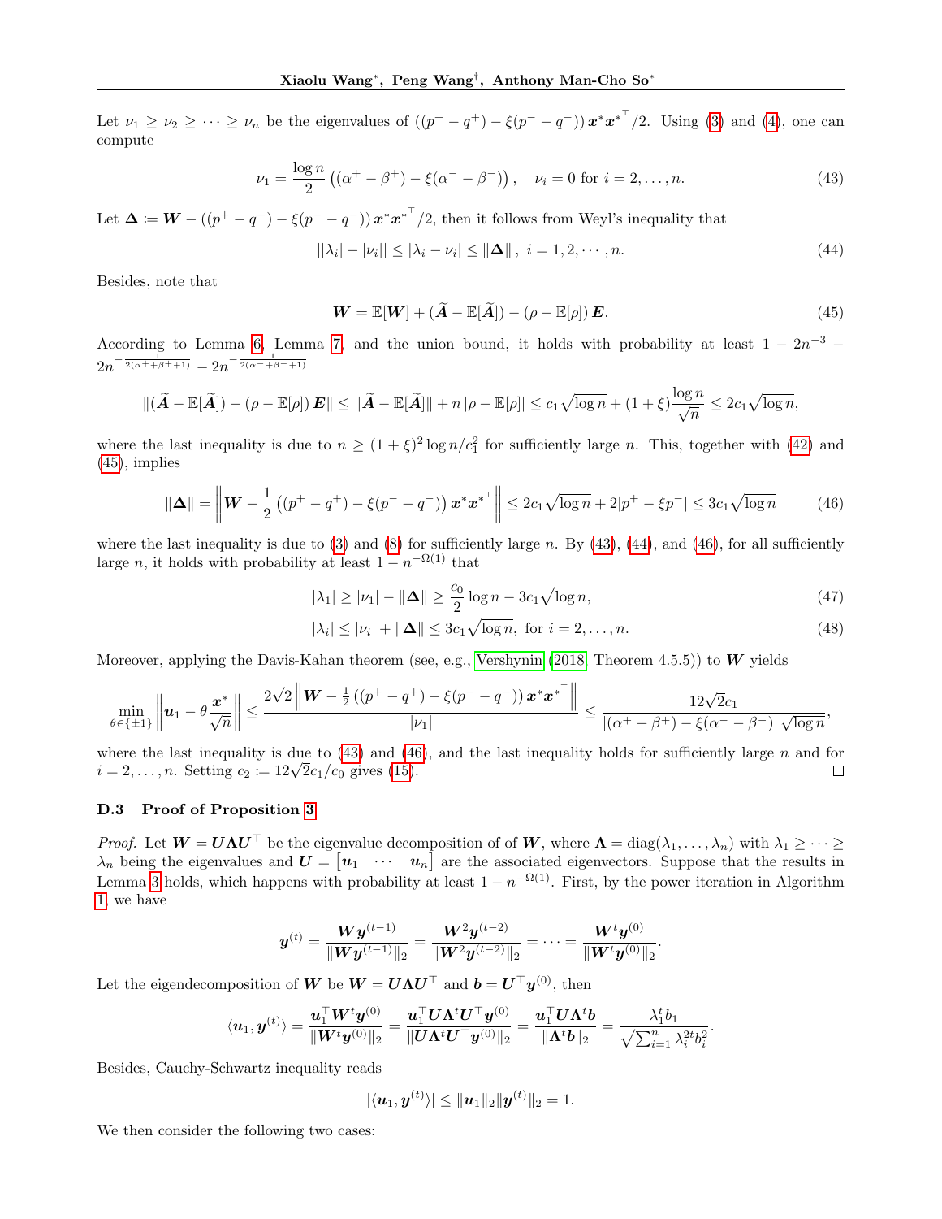Let $\nu_1 \geq \nu_2 \geq \cdots \geq \nu_n$ be the eigenvalues of $((p^+ - q^+) - \xi(p^- - q^-))\, \boldsymbol{x}^* \boldsymbol{x}^{*\top}/2$. Using (3) and (4), one can compute

$$\nu_1 = \frac{\log n}{2}\left((\alpha^+ - \beta^+) - \xi(\alpha^- - \beta^-)\right), \quad \nu_i = 0 \text{ for } i = 2, \ldots, n. \tag{43}$$

Let $\boldsymbol{\Delta} \coloneqq \boldsymbol{W} - ((p^+ - q^+) - \xi(p^- - q^-))\, \boldsymbol{x}^* \boldsymbol{x}^{*\top}/2$, then it follows from Weyl's inequality that

$$||\lambda_i| - |\nu_i|| \leq |\lambda_i - \nu_i| \leq \|\boldsymbol{\Delta}\|, \; i = 1, 2, \cdots, n. \tag{44}$$

Besides, note that

$$\boldsymbol{W} = \mathbb{E}[\boldsymbol{W}] + (\widetilde{\boldsymbol{A}} - \mathbb{E}[\widetilde{\boldsymbol{A}}]) - (\rho - \mathbb{E}[\rho])\, \boldsymbol{E}. \tag{45}$$

According to Lemma 6, Lemma 7, and the union bound, it holds with probability at least $1 - 2n^{-3} - 2n^{-\frac{1}{2(\alpha^+ + \beta^+ + 1)}} - 2n^{-\frac{1}{2(\alpha^- + \beta^- + 1)}}$

$$\|(\widetilde{\boldsymbol{A}} - \mathbb{E}[\widetilde{\boldsymbol{A}}]) - (\rho - \mathbb{E}[\rho])\, \boldsymbol{E}\| \leq \|\widetilde{\boldsymbol{A}} - \mathbb{E}[\widetilde{\boldsymbol{A}}]\| + n\,|\rho - \mathbb{E}[\rho]| \leq c_1\sqrt{\log n} + (1+\xi)\frac{\log n}{\sqrt{n}} \leq 2c_1\sqrt{\log n},$$

where the last inequality is due to $n \geq (1+\xi)^2 \log n / c_1^2$ for sufficiently large $n$. This, together with (42) and (45), implies

$$\|\boldsymbol{\Delta}\| = \left\|\boldsymbol{W} - \frac{1}{2}\left((p^+ - q^+) - \xi(p^- - q^-)\right) \boldsymbol{x}^* \boldsymbol{x}^{*\top}\right\| \leq 2c_1\sqrt{\log n} + 2|p^+ - \xi p^-| \leq 3c_1\sqrt{\log n} \tag{46}$$

where the last inequality is due to (3) and (8) for sufficiently large $n$. By (43), (44), and (46), for all sufficiently large $n$, it holds with probability at least $1 - n^{-\Omega(1)}$ that

$$|\lambda_1| \geq |\nu_1| - \|\boldsymbol{\Delta}\| \geq \frac{c_0}{2}\log n - 3c_1\sqrt{\log n}, \tag{47}$$

$$|\lambda_i| \leq |\nu_i| + \|\boldsymbol{\Delta}\| \leq 3c_1\sqrt{\log n}, \text{ for } i = 2, \ldots, n. \tag{48}$$

Moreover, applying the Davis-Kahan theorem (see, e.g., Vershynin (2018, Theorem 4.5.5)) to $\boldsymbol{W}$ yields

$$\min_{\theta \in \{\pm 1\}} \left\|\boldsymbol{u}_1 - \theta\frac{\boldsymbol{x}^*}{\sqrt{n}}\right\| \leq \frac{2\sqrt{2}\left\|\boldsymbol{W} - \frac{1}{2}\left((p^+ - q^+) - \xi(p^- - q^-)\right) \boldsymbol{x}^* \boldsymbol{x}^{*\top}\right\|}{|\nu_1|} \leq \frac{12\sqrt{2}c_1}{|(\alpha^+ - \beta^+) - \xi(\alpha^- - \beta^-)|\sqrt{\log n}},$$

where the last inequality is due to (43) and (46), and the last inequality holds for sufficiently large $n$ and for $i = 2, \ldots, n$. Setting $c_2 \coloneqq 12\sqrt{2}c_1/c_0$ gives (15). $\square$

### D.3 Proof of Proposition 3

*Proof.* Let $\boldsymbol{W} = \boldsymbol{U}\boldsymbol{\Lambda}\boldsymbol{U}^\top$ be the eigenvalue decomposition of of $\boldsymbol{W}$, where $\boldsymbol{\Lambda} = \operatorname{diag}(\lambda_1, \ldots, \lambda_n)$ with $\lambda_1 \geq \cdots \geq \lambda_n$ being the eigenvalues and $\boldsymbol{U} = \begin{bmatrix}\boldsymbol{u}_1 & \cdots & \boldsymbol{u}_n\end{bmatrix}$ are the associated eigenvectors. Suppose that the results in Lemma 3 holds, which happens with probability at least $1 - n^{-\Omega(1)}$. First, by the power iteration in Algorithm 1, we have

$$\boldsymbol{y}^{(t)} = \frac{\boldsymbol{W}\boldsymbol{y}^{(t-1)}}{\|\boldsymbol{W}\boldsymbol{y}^{(t-1)}\|_2} = \frac{\boldsymbol{W}^2\boldsymbol{y}^{(t-2)}}{\|\boldsymbol{W}^2\boldsymbol{y}^{(t-2)}\|_2} = \cdots = \frac{\boldsymbol{W}^t\boldsymbol{y}^{(0)}}{\|\boldsymbol{W}^t\boldsymbol{y}^{(0)}\|_2}.$$

Let the eigendecomposition of $\boldsymbol{W}$ be $\boldsymbol{W} = \boldsymbol{U}\boldsymbol{\Lambda}\boldsymbol{U}^\top$ and $\boldsymbol{b} = \boldsymbol{U}^\top\boldsymbol{y}^{(0)}$, then

$$\langle \boldsymbol{u}_1, \boldsymbol{y}^{(t)}\rangle = \frac{\boldsymbol{u}_1^\top\boldsymbol{W}^t\boldsymbol{y}^{(0)}}{\|\boldsymbol{W}^t\boldsymbol{y}^{(0)}\|_2} = \frac{\boldsymbol{u}_1^\top\boldsymbol{U}\boldsymbol{\Lambda}^t\boldsymbol{U}^\top\boldsymbol{y}^{(0)}}{\|\boldsymbol{U}\boldsymbol{\Lambda}^t\boldsymbol{U}^\top\boldsymbol{y}^{(0)}\|_2} = \frac{\boldsymbol{u}_1^\top\boldsymbol{U}\boldsymbol{\Lambda}^t\boldsymbol{b}}{\|\boldsymbol{\Lambda}^t\boldsymbol{b}\|_2} = \frac{\lambda_1^t b_1}{\sqrt{\sum_{i=1}^n \lambda_i^{2t} b_i^2}}.$$

Besides, Cauchy-Schwartz inequality reads

$$|\langle \boldsymbol{u}_1, \boldsymbol{y}^{(t)}\rangle| \leq \|\boldsymbol{u}_1\|_2\|\boldsymbol{y}^{(t)}\|_2 = 1.$$

We then consider the following two cases: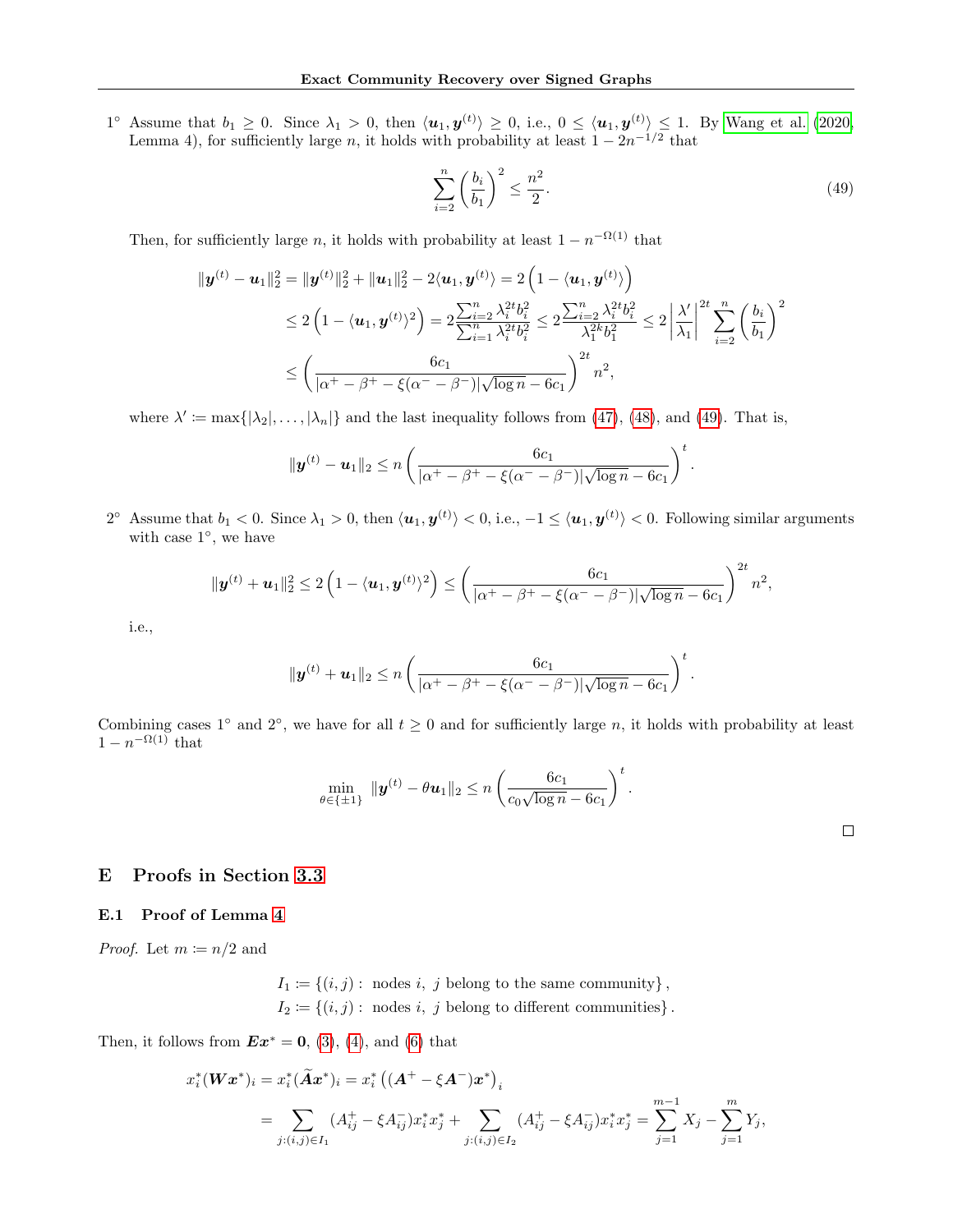1° Assume that $b_1 \geq 0$. Since $\lambda_1 > 0$, then $\langle \boldsymbol{u}_1, \boldsymbol{y}^{(t)} \rangle \geq 0$, i.e., $0 \leq \langle \boldsymbol{u}_1, \boldsymbol{y}^{(t)} \rangle \leq 1$. By Wang et al. (2020, Lemma 4), for sufficiently large $n$, it holds with probability at least $1 - 2n^{-1/2}$ that

$$\sum_{i=2}^{n} \left( \frac{b_i}{b_1} \right)^2 \leq \frac{n^2}{2}. \tag{49}$$

Then, for sufficiently large $n$, it holds with probability at least $1 - n^{-\Omega(1)}$ that

$$\begin{aligned}
\|\boldsymbol{y}^{(t)} - \boldsymbol{u}_1\|_2^2 &= \|\boldsymbol{y}^{(t)}\|_2^2 + \|\boldsymbol{u}_1\|_2^2 - 2\langle \boldsymbol{u}_1, \boldsymbol{y}^{(t)} \rangle = 2\left(1 - \langle \boldsymbol{u}_1, \boldsymbol{y}^{(t)} \rangle\right) \\
&\leq 2\left(1 - \langle \boldsymbol{u}_1, \boldsymbol{y}^{(t)} \rangle^2\right) = 2\frac{\sum_{i=2}^{n} \lambda_i^{2t} b_i^2}{\sum_{i=1}^{n} \lambda_i^{2t} b_i^2} \leq 2\frac{\sum_{i=2}^{n} \lambda_i^{2t} b_i^2}{\lambda_1^{2k} b_1^2} \leq 2\left|\frac{\lambda'}{\lambda_1}\right|^{2t} \sum_{i=2}^{n} \left(\frac{b_i}{b_1}\right)^2 \\
&\leq \left( \frac{6c_1}{|\alpha^+ - \beta^+ - \xi(\alpha^- - \beta^-)|\sqrt{\log n} - 6c_1} \right)^{2t} n^2,
\end{aligned}$$

where $\lambda' \coloneqq \max\{|\lambda_2|, \ldots, |\lambda_n|\}$ and the last inequality follows from (47), (48), and (49). That is,

$$\|\boldsymbol{y}^{(t)} - \boldsymbol{u}_1\|_2 \leq n \left( \frac{6c_1}{|\alpha^+ - \beta^+ - \xi(\alpha^- - \beta^-)|\sqrt{\log n} - 6c_1} \right)^{t}.$$

2° Assume that $b_1 < 0$. Since $\lambda_1 > 0$, then $\langle \boldsymbol{u}_1, \boldsymbol{y}^{(t)} \rangle < 0$, i.e., $-1 \leq \langle \boldsymbol{u}_1, \boldsymbol{y}^{(t)} \rangle < 0$. Following similar arguments with case 1°, we have

$$\|\boldsymbol{y}^{(t)} + \boldsymbol{u}_1\|_2^2 \leq 2\left(1 - \langle \boldsymbol{u}_1, \boldsymbol{y}^{(t)} \rangle^2\right) \leq \left( \frac{6c_1}{|\alpha^+ - \beta^+ - \xi(\alpha^- - \beta^-)|\sqrt{\log n} - 6c_1} \right)^{2t} n^2,$$

i.e.,

$$\|\boldsymbol{y}^{(t)} + \boldsymbol{u}_1\|_2 \leq n \left( \frac{6c_1}{|\alpha^+ - \beta^+ - \xi(\alpha^- - \beta^-)|\sqrt{\log n} - 6c_1} \right)^{t}.$$

Combining cases 1° and 2°, we have for all $t \geq 0$ and for sufficiently large $n$, it holds with probability at least $1 - n^{-\Omega(1)}$ that

$$\min_{\theta \in \{\pm 1\}} \|\boldsymbol{y}^{(t)} - \theta \boldsymbol{u}_1\|_2 \leq n \left( \frac{6c_1}{c_0\sqrt{\log n} - 6c_1} \right)^{t}.$$

□

# E Proofs in Section 3.3

## E.1 Proof of Lemma 4

*Proof.* Let $m \coloneqq n/2$ and

$$\begin{aligned}
I_1 &\coloneqq \{(i,j) : \text{ nodes } i,\ j \text{ belong to the same community}\}, \\
I_2 &\coloneqq \{(i,j) : \text{ nodes } i,\ j \text{ belong to different communities}\}.
\end{aligned}$$

Then, it follows from $\boldsymbol{E}\boldsymbol{x}^* = \boldsymbol{0}$, (3), (4), and (6) that

$$\begin{aligned}
x_i^*(\boldsymbol{W}\boldsymbol{x}^*)_i &= x_i^*(\widetilde{\boldsymbol{A}}\boldsymbol{x}^*)_i = x_i^*\left((\boldsymbol{A}^+ - \xi\boldsymbol{A}^-)\boldsymbol{x}^*\right)_i \\
&= \sum_{j:(i,j)\in I_1} (A_{ij}^+ - \xi A_{ij}^-) x_i^* x_j^* + \sum_{j:(i,j)\in I_2} (A_{ij}^+ - \xi A_{ij}^-) x_i^* x_j^* = \sum_{j=1}^{m-1} X_j - \sum_{j=1}^{m} Y_j,
\end{aligned}$$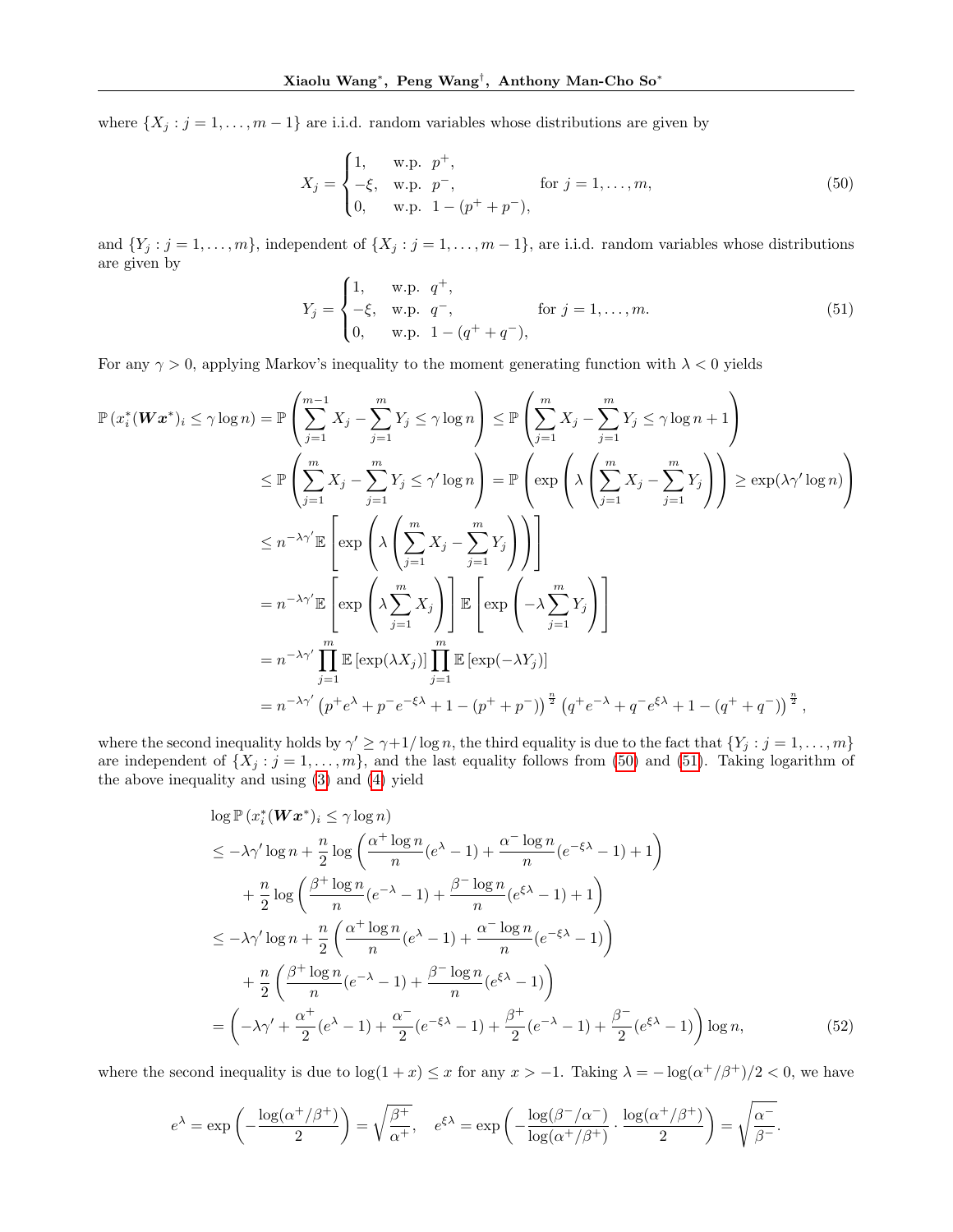where $\{X_j : j = 1, \ldots, m-1\}$ are i.i.d. random variables whose distributions are given by

$$
X_j = \begin{cases} 1, & \text{w.p. } \; p^+, \\ -\xi, & \text{w.p. } \; p^-, \\ 0, & \text{w.p. } \; 1-(p^+ + p^-), \end{cases} \qquad \text{for } j = 1, \ldots, m, \tag{50}
$$

and $\{Y_j : j = 1, \ldots, m\}$, independent of $\{X_j : j = 1, \ldots, m-1\}$, are i.i.d. random variables whose distributions are given by

$$
Y_j = \begin{cases} 1, & \text{w.p. } \; q^+, \\ -\xi, & \text{w.p. } \; q^-, \\ 0, & \text{w.p. } \; 1-(q^+ + q^-), \end{cases} \qquad \text{for } j = 1, \ldots, m. \tag{51}
$$

For any $\gamma > 0$, applying Markov's inequality to the moment generating function with $\lambda < 0$ yields

$$
\begin{aligned}
\mathbb{P}\left(x_i^*(\boldsymbol{W}\boldsymbol{x}^*)_i \le \gamma \log n\right) &= \mathbb{P}\left(\sum_{j=1}^{m-1} X_j - \sum_{j=1}^{m} Y_j \le \gamma \log n\right) \le \mathbb{P}\left(\sum_{j=1}^{m} X_j - \sum_{j=1}^{m} Y_j \le \gamma \log n + 1\right) \\
&\le \mathbb{P}\left(\sum_{j=1}^{m} X_j - \sum_{j=1}^{m} Y_j \le \gamma' \log n\right) = \mathbb{P}\left(\exp\left(\lambda\left(\sum_{j=1}^{m} X_j - \sum_{j=1}^{m} Y_j\right)\right) \ge \exp(\lambda \gamma' \log n)\right) \\
&\le n^{-\lambda\gamma'} \mathbb{E}\left[\exp\left(\lambda\left(\sum_{j=1}^{m} X_j - \sum_{j=1}^{m} Y_j\right)\right)\right] \\
&= n^{-\lambda\gamma'} \mathbb{E}\left[\exp\left(\lambda \sum_{j=1}^{m} X_j\right)\right] \mathbb{E}\left[\exp\left(-\lambda \sum_{j=1}^{m} Y_j\right)\right] \\
&= n^{-\lambda\gamma'} \prod_{j=1}^{m} \mathbb{E}\left[\exp(\lambda X_j)\right] \prod_{j=1}^{m} \mathbb{E}\left[\exp(-\lambda Y_j)\right] \\
&= n^{-\lambda\gamma'} \left(p^+ e^{\lambda} + p^- e^{-\xi\lambda} + 1 - (p^+ + p^-)\right)^{\frac{n}{2}} \left(q^+ e^{-\lambda} + q^- e^{\xi\lambda} + 1 - (q^+ + q^-)\right)^{\frac{n}{2}},
\end{aligned}
$$

where the second inequality holds by $\gamma' \ge \gamma + 1/\log n$, the third equality is due to the fact that $\{Y_j : j = 1, \ldots, m\}$ are independent of $\{X_j : j = 1, \ldots, m\}$, and the last equality follows from (50) and (51). Taking logarithm of the above inequality and using (3) and (4) yield

$$
\begin{aligned}
&\log \mathbb{P}\left(x_i^*(\boldsymbol{W}\boldsymbol{x}^*)_i \le \gamma \log n\right) \\
&\le -\lambda\gamma' \log n + \frac{n}{2} \log\left(\frac{\alpha^+ \log n}{n}(e^{\lambda} - 1) + \frac{\alpha^- \log n}{n}(e^{-\xi\lambda} - 1) + 1\right) \\
&\quad + \frac{n}{2} \log\left(\frac{\beta^+ \log n}{n}(e^{-\lambda} - 1) + \frac{\beta^- \log n}{n}(e^{\xi\lambda} - 1) + 1\right) \\
&\le -\lambda\gamma' \log n + \frac{n}{2}\left(\frac{\alpha^+ \log n}{n}(e^{\lambda} - 1) + \frac{\alpha^- \log n}{n}(e^{-\xi\lambda} - 1)\right) \\
&\quad + \frac{n}{2}\left(\frac{\beta^+ \log n}{n}(e^{-\lambda} - 1) + \frac{\beta^- \log n}{n}(e^{\xi\lambda} - 1)\right) \\
&= \left(-\lambda\gamma' + \frac{\alpha^+}{2}(e^{\lambda} - 1) + \frac{\alpha^-}{2}(e^{-\xi\lambda} - 1) + \frac{\beta^+}{2}(e^{-\lambda} - 1) + \frac{\beta^-}{2}(e^{\xi\lambda} - 1)\right) \log n,
\end{aligned} \tag{52}
$$

where the second inequality is due to $\log(1+x) \le x$ for any $x > -1$. Taking $\lambda = -\log(\alpha^+/\beta^+)/2 < 0$, we have

$$
e^{\lambda} = \exp\left(-\frac{\log(\alpha^+/\beta^+)}{2}\right) = \sqrt{\frac{\beta^+}{\alpha^+}}, \quad e^{\xi\lambda} = \exp\left(-\frac{\log(\beta^-/\alpha^-)}{\log(\alpha^+/\beta^+)} \cdot \frac{\log(\alpha^+/\beta^+)}{2}\right) = \sqrt{\frac{\alpha^-}{\beta^-}}.
$$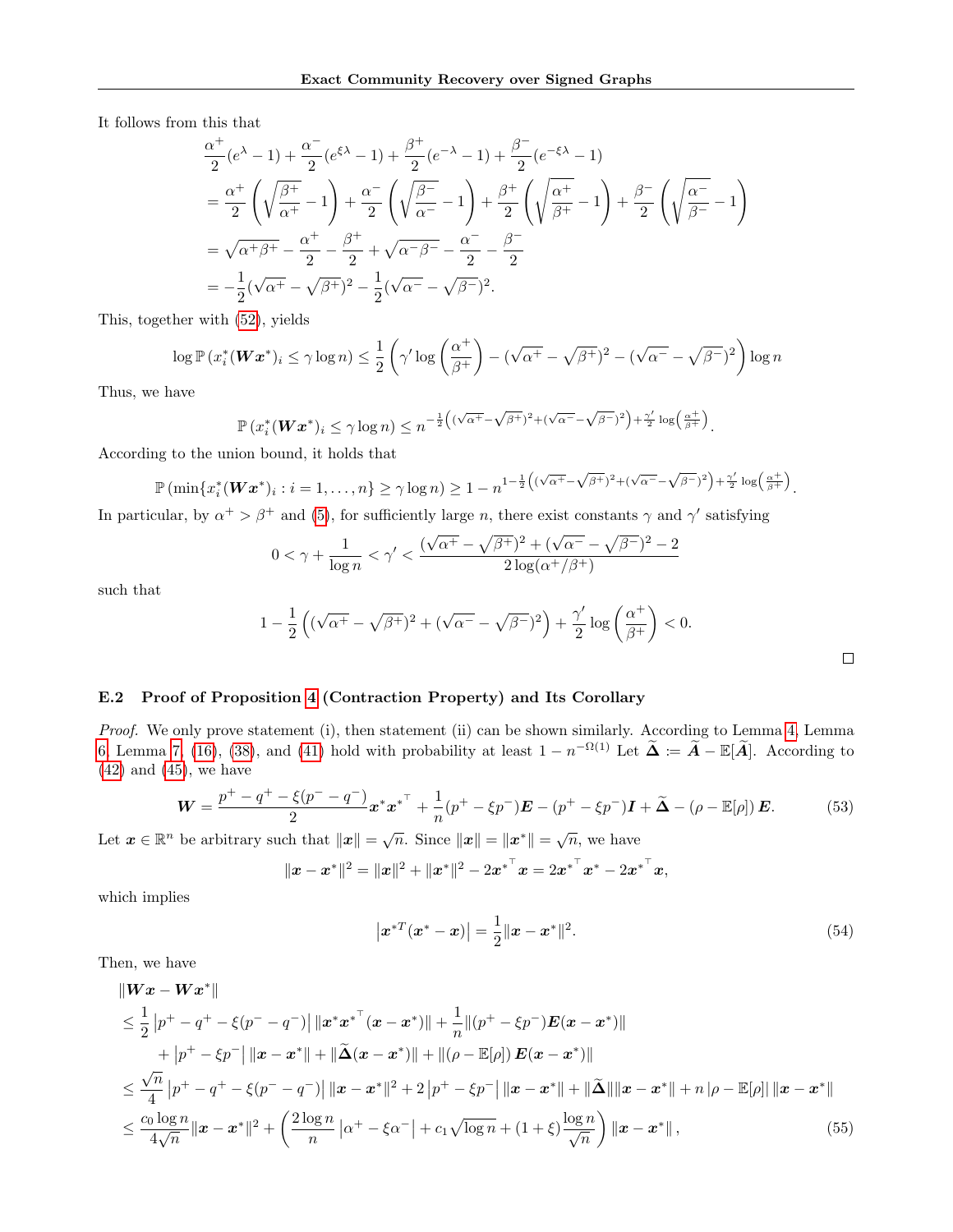It follows from this that

$$
\begin{aligned}
&\frac{\alpha^+}{2}(e^{\lambda}-1)+\frac{\alpha^-}{2}(e^{\xi\lambda}-1)+\frac{\beta^+}{2}(e^{-\lambda}-1)+\frac{\beta^-}{2}(e^{-\xi\lambda}-1)\\
&=\frac{\alpha^+}{2}\left(\sqrt{\frac{\beta^+}{\alpha^+}}-1\right)+\frac{\alpha^-}{2}\left(\sqrt{\frac{\beta^-}{\alpha^-}}-1\right)+\frac{\beta^+}{2}\left(\sqrt{\frac{\alpha^+}{\beta^+}}-1\right)+\frac{\beta^-}{2}\left(\sqrt{\frac{\alpha^-}{\beta^-}}-1\right)\\
&=\sqrt{\alpha^+\beta^+}-\frac{\alpha^+}{2}-\frac{\beta^+}{2}+\sqrt{\alpha^-\beta^-}-\frac{\alpha^-}{2}-\frac{\beta^-}{2}\\
&=-\frac{1}{2}(\sqrt{\alpha^+}-\sqrt{\beta^+})^2-\frac{1}{2}(\sqrt{\alpha^-}-\sqrt{\beta^-})^2.
\end{aligned}
$$

This, together with (52), yields

$$
\log\mathbb{P}\left(x_i^*(\boldsymbol{W}\boldsymbol{x}^*)_i\le\gamma\log n\right)\le\frac{1}{2}\left(\gamma'\log\left(\frac{\alpha^+}{\beta^+}\right)-(\sqrt{\alpha^+}-\sqrt{\beta^+})^2-(\sqrt{\alpha^-}-\sqrt{\beta^-})^2\right)\log n
$$

Thus, we have

$$
\mathbb{P}\left(x_i^*(\boldsymbol{W}\boldsymbol{x}^*)_i\le\gamma\log n\right)\le n^{-\frac{1}{2}\left((\sqrt{\alpha^+}-\sqrt{\beta^+})^2+(\sqrt{\alpha^-}-\sqrt{\beta^-})^2\right)+\frac{\gamma'}{2}\log\left(\frac{\alpha^+}{\beta^+}\right)}.
$$

According to the union bound, it holds that

$$
\mathbb{P}\left(\min\{x_i^*(\boldsymbol{W}\boldsymbol{x}^*)_i:i=1,\dots,n\}\ge\gamma\log n\right)\ge 1-n^{1-\frac{1}{2}\left((\sqrt{\alpha^+}-\sqrt{\beta^+})^2+(\sqrt{\alpha^-}-\sqrt{\beta^-})^2\right)+\frac{\gamma'}{2}\log\left(\frac{\alpha^+}{\beta^+}\right)}.
$$

In particular, by $\alpha^+>\beta^+$ and (5), for sufficiently large $n$, there exist constants $\gamma$ and $\gamma'$ satisfying

$$
0<\gamma+\frac{1}{\log n}<\gamma'<\frac{(\sqrt{\alpha^+}-\sqrt{\beta^+})^2+(\sqrt{\alpha^-}-\sqrt{\beta^-})^2-2}{2\log(\alpha^+/\beta^+)}
$$

such that

$$
1-\frac{1}{2}\left((\sqrt{\alpha^+}-\sqrt{\beta^+})^2+(\sqrt{\alpha^-}-\sqrt{\beta^-})^2\right)+\frac{\gamma'}{2}\log\left(\frac{\alpha^+}{\beta^+}\right)<0.
$$

□

### E.2 Proof of Proposition 4 (Contraction Property) and Its Corollary

*Proof.* We only prove statement (i), then statement (ii) can be shown similarly. According to Lemma 4, Lemma 6, Lemma 7, (16), (38), and (41) hold with probability at least $1-n^{-\Omega(1)}$ Let $\widetilde{\boldsymbol{\Delta}}:=\widetilde{\boldsymbol{A}}-\mathbb{E}[\widetilde{\boldsymbol{A}}]$. According to (42) and (45), we have

$$
\boldsymbol{W}=\frac{p^+-q^+-\xi(p^--q^-)}{2}\boldsymbol{x}^*{\boldsymbol{x}^*}^\top+\frac{1}{n}(p^+-\xi p^-)\boldsymbol{E}-(p^+-\xi p^-)\boldsymbol{I}+\widetilde{\boldsymbol{\Delta}}-(\rho-\mathbb{E}[\rho])\,\boldsymbol{E}. \tag{53}
$$

Let $\boldsymbol{x}\in\mathbb{R}^n$ be arbitrary such that $\|\boldsymbol{x}\|=\sqrt{n}$. Since $\|\boldsymbol{x}\|=\|\boldsymbol{x}^*\|=\sqrt{n}$, we have

$$
\|\boldsymbol{x}-\boldsymbol{x}^*\|^2=\|\boldsymbol{x}\|^2+\|\boldsymbol{x}^*\|^2-2{\boldsymbol{x}^*}^\top\boldsymbol{x}=2{\boldsymbol{x}^*}^\top\boldsymbol{x}^*-2{\boldsymbol{x}^*}^\top\boldsymbol{x},
$$

which implies

$$
\left|\boldsymbol{x}^{*T}(\boldsymbol{x}^*-\boldsymbol{x})\right|=\frac{1}{2}\|\boldsymbol{x}-\boldsymbol{x}^*\|^2. \tag{54}
$$

Then, we have

$$
\begin{aligned}
&\|\boldsymbol{W}\boldsymbol{x}-\boldsymbol{W}\boldsymbol{x}^*\|\\
&\le\frac{1}{2}\left|p^+-q^+-\xi(p^--q^-)\right|\|\boldsymbol{x}^*{\boldsymbol{x}^*}^\top(\boldsymbol{x}-\boldsymbol{x}^*)\|+\frac{1}{n}\|(p^+-\xi p^-)\boldsymbol{E}(\boldsymbol{x}-\boldsymbol{x}^*)\|\\
&\quad+\left|p^+-\xi p^-\right|\|\boldsymbol{x}-\boldsymbol{x}^*\|+\|\widetilde{\boldsymbol{\Delta}}(\boldsymbol{x}-\boldsymbol{x}^*)\|+\|(\rho-\mathbb{E}[\rho])\,\boldsymbol{E}(\boldsymbol{x}-\boldsymbol{x}^*)\|\\
&\le\frac{\sqrt{n}}{4}\left|p^+-q^+-\xi(p^--q^-)\right|\|\boldsymbol{x}-\boldsymbol{x}^*\|^2+2\left|p^+-\xi p^-\right|\|\boldsymbol{x}-\boldsymbol{x}^*\|+\|\widetilde{\boldsymbol{\Delta}}\|\|\boldsymbol{x}-\boldsymbol{x}^*\|+n\left|\rho-\mathbb{E}[\rho]\right|\|\boldsymbol{x}-\boldsymbol{x}^*\|\\
&\le\frac{c_0\log n}{4\sqrt{n}}\|\boldsymbol{x}-\boldsymbol{x}^*\|^2+\left(\frac{2\log n}{n}\left|\alpha^+-\xi\alpha^-\right|+c_1\sqrt{\log n}+(1+\xi)\frac{\log n}{\sqrt{n}}\right)\|\boldsymbol{x}-\boldsymbol{x}^*\|,
\end{aligned} \tag{55}
$$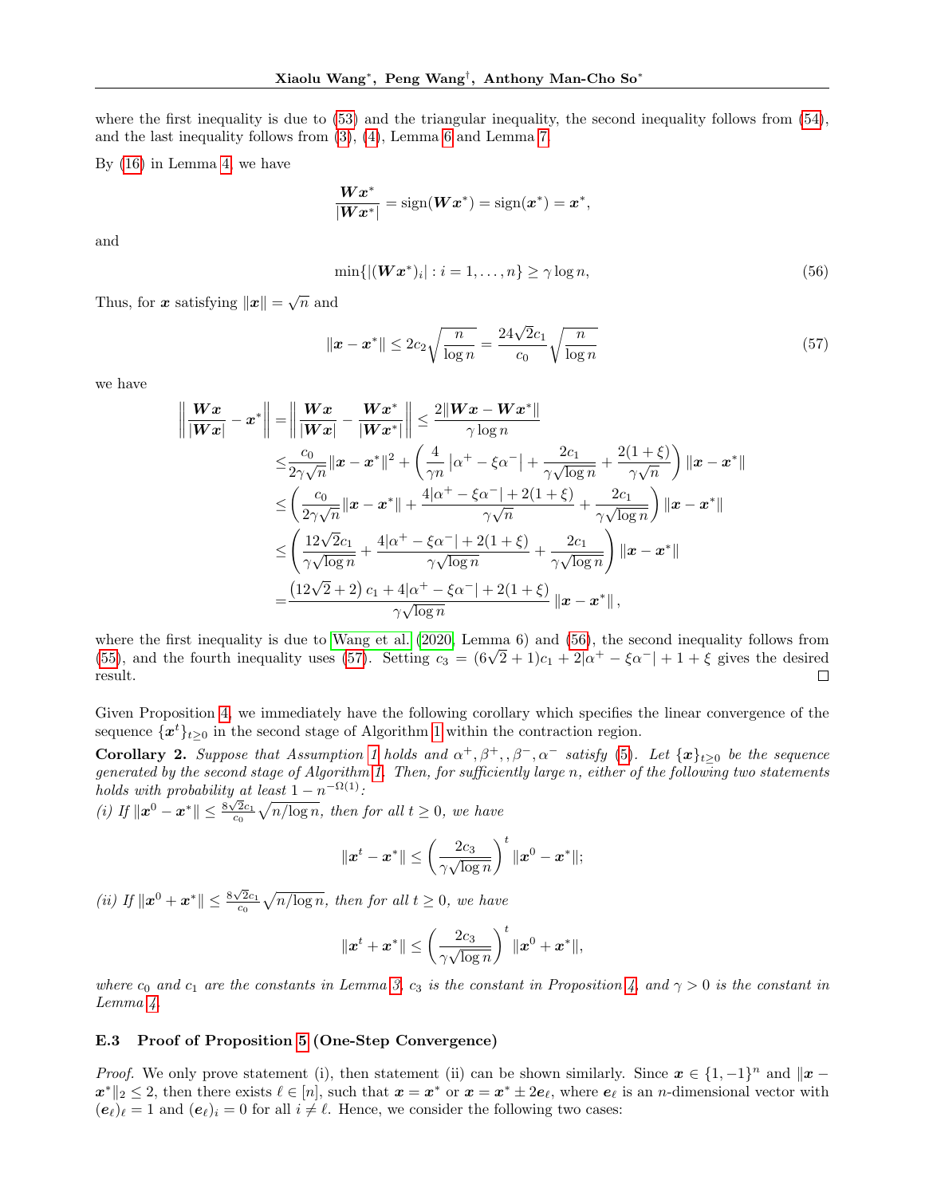where the first inequality is due to (53) and the triangular inequality, the second inequality follows from (54), and the last inequality follows from (3), (4), Lemma 6 and Lemma 7.

By (16) in Lemma 4, we have

$$\frac{\boldsymbol{W}\boldsymbol{x}^*}{|\boldsymbol{W}\boldsymbol{x}^*|} = \operatorname{sign}(\boldsymbol{W}\boldsymbol{x}^*) = \operatorname{sign}(\boldsymbol{x}^*) = \boldsymbol{x}^*,$$

and

$$\min\{|(\boldsymbol{W}\boldsymbol{x}^*)_i| : i = 1, \ldots, n\} \geq \gamma \log n, \tag{56}$$

Thus, for $\boldsymbol{x}$ satisfying $\|\boldsymbol{x}\| = \sqrt{n}$ and

$$\|\boldsymbol{x} - \boldsymbol{x}^*\| \leq 2c_2\sqrt{\frac{n}{\log n}} = \frac{24\sqrt{2}c_1}{c_0}\sqrt{\frac{n}{\log n}} \tag{57}$$

we have

$$\begin{aligned}
\left\|\frac{\boldsymbol{W}\boldsymbol{x}}{|\boldsymbol{W}\boldsymbol{x}|} - \boldsymbol{x}^*\right\| &= \left\|\frac{\boldsymbol{W}\boldsymbol{x}}{|\boldsymbol{W}\boldsymbol{x}|} - \frac{\boldsymbol{W}\boldsymbol{x}^*}{|\boldsymbol{W}\boldsymbol{x}^*|}\right\| \leq \frac{2\|\boldsymbol{W}\boldsymbol{x} - \boldsymbol{W}\boldsymbol{x}^*\|}{\gamma \log n} \\
&\leq \frac{c_0}{2\gamma\sqrt{n}}\|\boldsymbol{x} - \boldsymbol{x}^*\|^2 + \left(\frac{4}{\gamma n}\left|\alpha^+ - \xi\alpha^-\right| + \frac{2c_1}{\gamma\sqrt{\log n}} + \frac{2(1+\xi)}{\gamma\sqrt{n}}\right)\|\boldsymbol{x} - \boldsymbol{x}^*\| \\
&\leq \left(\frac{c_0}{2\gamma\sqrt{n}}\|\boldsymbol{x} - \boldsymbol{x}^*\| + \frac{4|\alpha^+ - \xi\alpha^-| + 2(1+\xi)}{\gamma\sqrt{n}} + \frac{2c_1}{\gamma\sqrt{\log n}}\right)\|\boldsymbol{x} - \boldsymbol{x}^*\| \\
&\leq \left(\frac{12\sqrt{2}c_1}{\gamma\sqrt{\log n}} + \frac{4|\alpha^+ - \xi\alpha^-| + 2(1+\xi)}{\gamma\sqrt{\log n}} + \frac{2c_1}{\gamma\sqrt{\log n}}\right)\|\boldsymbol{x} - \boldsymbol{x}^*\| \\
&= \frac{\left(12\sqrt{2} + 2\right)c_1 + 4|\alpha^+ - \xi\alpha^-| + 2(1+\xi)}{\gamma\sqrt{\log n}}\|\boldsymbol{x} - \boldsymbol{x}^*\|,
\end{aligned}$$

where the first inequality is due to Wang et al. (2020, Lemma 6) and (56), the second inequality follows from (55), and the fourth inequality uses (57). Setting $c_3 = (6\sqrt{2}+1)c_1 + 2|\alpha^+ - \xi\alpha^-| + 1 + \xi$ gives the desired result. $\square$

Given Proposition 4, we immediately have the following corollary which specifies the linear convergence of the sequence $\{\boldsymbol{x}^t\}_{t\geq 0}$ in the second stage of Algorithm 1 within the contraction region.

**Corollary 2.** *Suppose that Assumption 1 holds and $\alpha^+, \beta^+, , \beta^-, \alpha^-$ satisfy (5). Let $\{\boldsymbol{x}\}_{t\geq 0}$ be the sequence generated by the second stage of Algorithm 1. Then, for sufficiently large $n$, either of the following two statements holds with probability at least $1 - n^{-\Omega(1)}$:*
*(i) If $\|\boldsymbol{x}^0 - \boldsymbol{x}^*\| \leq \frac{8\sqrt{2}c_1}{c_0}\sqrt{n/\log n}$, then for all $t \geq 0$, we have*

$$\|\boldsymbol{x}^t - \boldsymbol{x}^*\| \leq \left(\frac{2c_3}{\gamma\sqrt{\log n}}\right)^t \|\boldsymbol{x}^0 - \boldsymbol{x}^*\|;$$

*(ii) If $\|\boldsymbol{x}^0 + \boldsymbol{x}^*\| \leq \frac{8\sqrt{2}c_1}{c_0}\sqrt{n/\log n}$, then for all $t \geq 0$, we have*

$$\|\boldsymbol{x}^t + \boldsymbol{x}^*\| \leq \left(\frac{2c_3}{\gamma\sqrt{\log n}}\right)^t \|\boldsymbol{x}^0 + \boldsymbol{x}^*\|,$$

*where $c_0$ and $c_1$ are the constants in Lemma 3, $c_3$ is the constant in Proposition 4, and $\gamma > 0$ is the constant in Lemma 4.*

### E.3 Proof of Proposition 5 (One-Step Convergence)

*Proof.* We only prove statement (i), then statement (ii) can be shown similarly. Since $\boldsymbol{x} \in \{1, -1\}^n$ and $\|\boldsymbol{x} - \boldsymbol{x}^*\|_2 \leq 2$, then there exists $\ell \in [n]$, such that $\boldsymbol{x} = \boldsymbol{x}^*$ or $\boldsymbol{x} = \boldsymbol{x}^* \pm 2\boldsymbol{e}_\ell$, where $\boldsymbol{e}_\ell$ is an $n$-dimensional vector with $(\boldsymbol{e}_\ell)_\ell = 1$ and $(\boldsymbol{e}_\ell)_i = 0$ for all $i \neq \ell$. Hence, we consider the following two cases: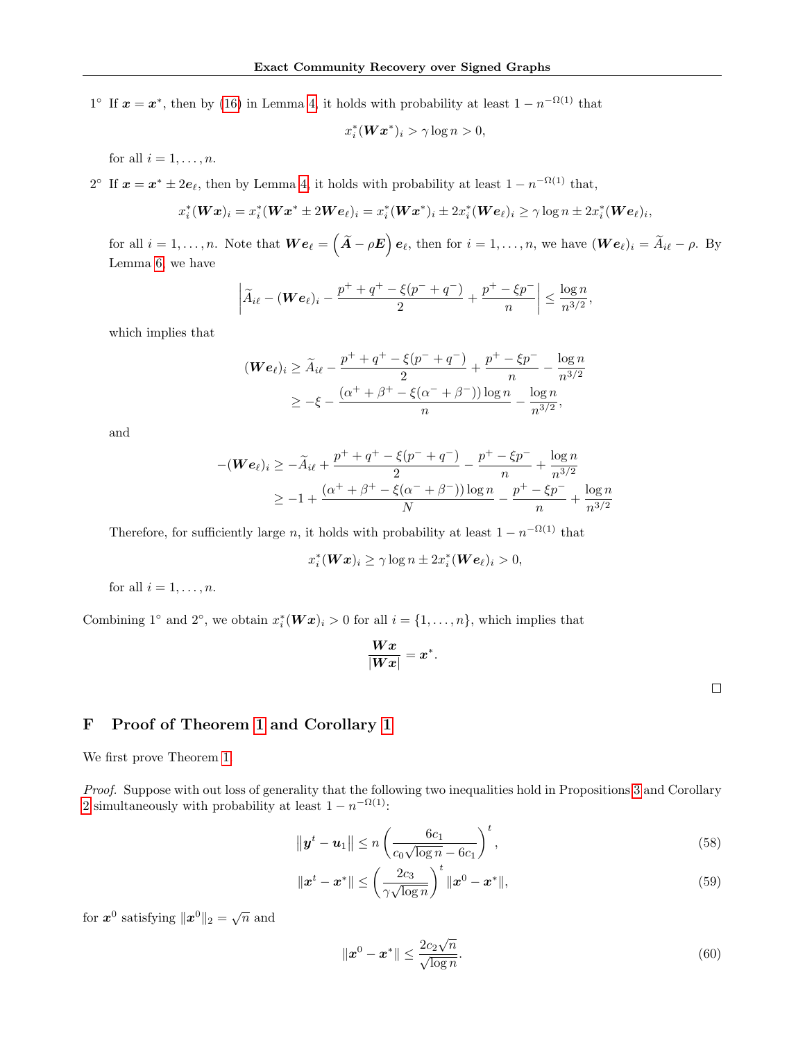1° If $\boldsymbol{x} = \boldsymbol{x}^*$, then by (16) in Lemma 4, it holds with probability at least $1 - n^{-\Omega(1)}$ that

$$x_i^*(\boldsymbol{W}\boldsymbol{x}^*)_i > \gamma \log n > 0,$$

for all $i = 1, \ldots, n$.

2° If $\boldsymbol{x} = \boldsymbol{x}^* \pm 2\boldsymbol{e}_\ell$, then by Lemma 4, it holds with probability at least $1 - n^{-\Omega(1)}$ that,

$$x_i^*(\boldsymbol{W}\boldsymbol{x})_i = x_i^*(\boldsymbol{W}\boldsymbol{x}^* \pm 2\boldsymbol{W}\boldsymbol{e}_\ell)_i = x_i^*(\boldsymbol{W}\boldsymbol{x}^*)_i \pm 2x_i^*(\boldsymbol{W}\boldsymbol{e}_\ell)_i \geq \gamma \log n \pm 2x_i^*(\boldsymbol{W}\boldsymbol{e}_\ell)_i,$$

for all $i = 1, \ldots, n$. Note that $\boldsymbol{W}\boldsymbol{e}_\ell = \left(\widetilde{\boldsymbol{A}} - \rho \boldsymbol{E}\right)\boldsymbol{e}_\ell$, then for $i = 1, \ldots, n$, we have $(\boldsymbol{W}\boldsymbol{e}_\ell)_i = \widetilde{A}_{i\ell} - \rho$. By Lemma 6, we have

$$\left| \widetilde{A}_{i\ell} - (\boldsymbol{W}\boldsymbol{e}_\ell)_i - \frac{p^+ + q^+ - \xi(p^- + q^-)}{2} + \frac{p^+ - \xi p^-}{n} \right| \leq \frac{\log n}{n^{3/2}},$$

which implies that

$$\begin{aligned}
(\boldsymbol{W}\boldsymbol{e}_\ell)_i &\geq \widetilde{A}_{i\ell} - \frac{p^+ + q^+ - \xi(p^- + q^-)}{2} + \frac{p^+ - \xi p^-}{n} - \frac{\log n}{n^{3/2}} \\
&\geq -\xi - \frac{(\alpha^+ + \beta^+ - \xi(\alpha^- + \beta^-))\log n}{n} - \frac{\log n}{n^{3/2}},
\end{aligned}$$

and

$$\begin{aligned}
-(\boldsymbol{W}\boldsymbol{e}_\ell)_i &\geq -\widetilde{A}_{i\ell} + \frac{p^+ + q^+ - \xi(p^- + q^-)}{2} - \frac{p^+ - \xi p^-}{n} + \frac{\log n}{n^{3/2}} \\
&\geq -1 + \frac{(\alpha^+ + \beta^+ - \xi(\alpha^- + \beta^-))\log n}{N} - \frac{p^+ - \xi p^-}{n} + \frac{\log n}{n^{3/2}}
\end{aligned}$$

Therefore, for sufficiently large $n$, it holds with probability at least $1 - n^{-\Omega(1)}$ that

$$x_i^*(\boldsymbol{W}\boldsymbol{x})_i \geq \gamma \log n \pm 2x_i^*(\boldsymbol{W}\boldsymbol{e}_\ell)_i > 0,$$

for all $i = 1, \ldots, n$.

Combining 1° and 2°, we obtain $x_i^*(\boldsymbol{W}\boldsymbol{x})_i > 0$ for all $i = \{1, \ldots, n\}$, which implies that

$$\frac{\boldsymbol{W}\boldsymbol{x}}{|\boldsymbol{W}\boldsymbol{x}|} = \boldsymbol{x}^*.$$

□

## F Proof of Theorem 1 and Corollary 1

We first prove Theorem 1.

*Proof.* Suppose with out loss of generality that the following two inequalities hold in Propositions 3 and Corollary 2 simultaneously with probability at least $1 - n^{-\Omega(1)}$:

$$\|\boldsymbol{y}^t - \boldsymbol{u}_1\| \leq n \left( \frac{6c_1}{c_0\sqrt{\log n} - 6c_1} \right)^t, \tag{58}$$

$$\|\boldsymbol{x}^t - \boldsymbol{x}^*\| \leq \left( \frac{2c_3}{\gamma\sqrt{\log n}} \right)^t \|\boldsymbol{x}^0 - \boldsymbol{x}^*\|, \tag{59}$$

for $\boldsymbol{x}^0$ satisfying $\|\boldsymbol{x}^0\|_2 = \sqrt{n}$ and

$$\|\boldsymbol{x}^0 - \boldsymbol{x}^*\| \leq \frac{2c_2\sqrt{n}}{\sqrt{\log n}}. \tag{60}$$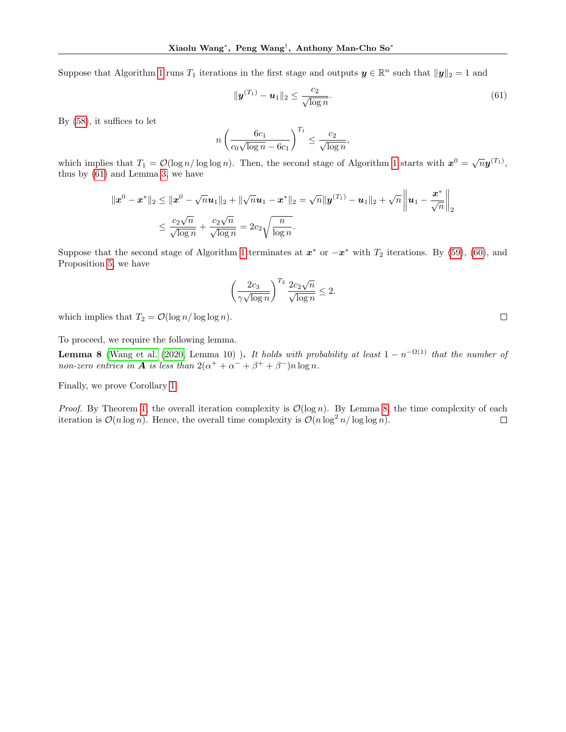Suppose that Algorithm 1 runs $T_1$ iterations in the first stage and outputs $\boldsymbol{y} \in \mathbb{R}^n$ such that $\|\boldsymbol{y}\|_2 = 1$ and

$$\|\boldsymbol{y}^{(T_1)} - \boldsymbol{u}_1\|_2 \leq \frac{c_2}{\sqrt{\log n}}. \tag{61}$$

By (58), it suffices to let

$$n\left(\frac{6c_1}{c_0\sqrt{\log n} - 6c_1}\right)^{T_1} \leq \frac{c_2}{\sqrt{\log n}},$$

which implies that $T_1 = \mathcal{O}(\log n / \log\log n)$. Then, the second stage of Algorithm 1 starts with $\boldsymbol{x}^0 = \sqrt{n}\boldsymbol{y}^{(T_1)}$, thus by (61) and Lemma 3, we have

$$\begin{aligned}
\|\boldsymbol{x}^0 - \boldsymbol{x}^*\|_2 &\leq \|\boldsymbol{x}^0 - \sqrt{n}\boldsymbol{u}_1\|_2 + \|\sqrt{n}\boldsymbol{u}_1 - \boldsymbol{x}^*\|_2 = \sqrt{n}\|\boldsymbol{y}^{(T_1)} - \boldsymbol{u}_1\|_2 + \sqrt{n}\left\|\boldsymbol{u}_1 - \frac{\boldsymbol{x}^*}{\sqrt{n}}\right\|_2 \\
&\leq \frac{c_2\sqrt{n}}{\sqrt{\log n}} + \frac{c_2\sqrt{n}}{\sqrt{\log n}} = 2c_2\sqrt{\frac{n}{\log n}}.
\end{aligned}$$

Suppose that the second stage of Algorithm 1 terminates at $\boldsymbol{x}^*$ or $-\boldsymbol{x}^*$ with $T_2$ iterations. By (59), (60), and Proposition 5, we have

$$\left(\frac{2c_3}{\gamma\sqrt{\log n}}\right)^{T_2} \frac{2c_2\sqrt{n}}{\sqrt{\log n}} \leq 2.$$

which implies that $T_2 = \mathcal{O}(\log n / \log\log n)$. ∎

To proceed, we require the following lemma.

**Lemma 8** (Wang et al. (2020, Lemma 10) )**.** *It holds with probability at least $1 - n^{-\Omega(1)}$ that the number of non-zero entries in $\boldsymbol{A}$ is less than $2(\alpha^+ + \alpha^- + \beta^+ + \beta^-)n\log n$.*

Finally, we prove Corollary 1.

*Proof.* By Theorem 1, the overall iteration complexity is $\mathcal{O}(\log n)$. By Lemma 8, the time complexity of each iteration is $\mathcal{O}(n\log n)$. Hence, the overall time complexity is $\mathcal{O}(n\log^2 n / \log\log n)$. ∎